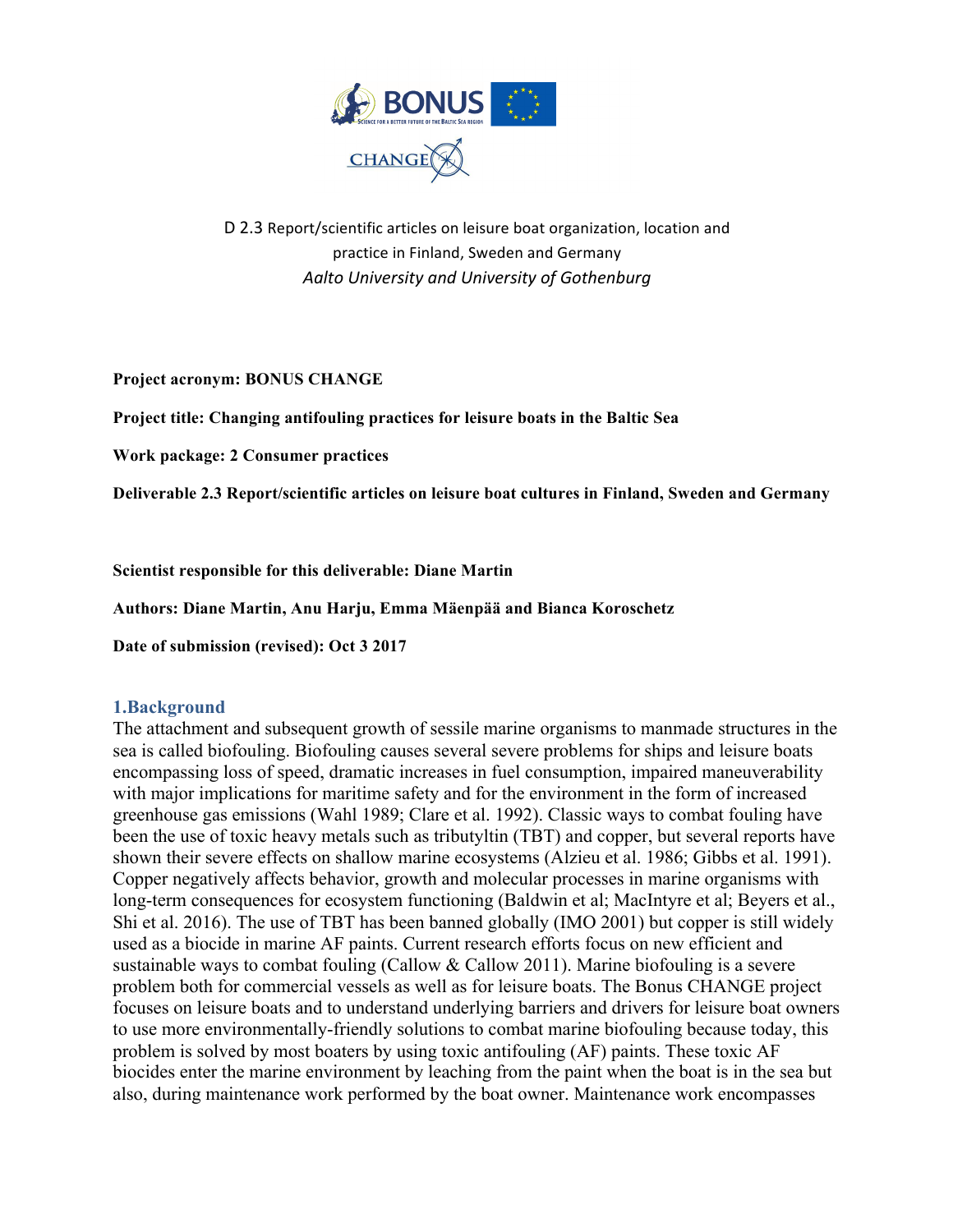D 2.3 Report/scientific articles on leisure boat organization, location and practice in Finland, Sweden and Germany

*Aalto University and University of Gothenburg*

**Project acronym: BONUS CHANGE**

**Project title: Changing antifouling practices for leisure boats in the Baltic Sea**

**Work package: 2 Consumer practices**

**Deliverable 2.3 Report/scientific articles on leisure boat cultures in Finland, Sweden and Germany**

**Scientist responsible for this deliverable: Diane Martin**

**Authors: Diane Martin, Anu Harju, Emma Mäenpää and Bianca Koroschetz**

**Date of submission (revised): Oct 3 2017**

## 1.Background

The attachment and subsequent growth of sessile marine organisms to manmade structures in the sea is called biofouling. Biofouling causes several severe problems for ships and leisure boats encompassing loss of speed, dramatic increases in fuel consumption, impaired maneuverability with major implications for maritime safety and for the environment in the form of increased greenhouse gas emissions (Wahl 1989; Clare et al. 1992). Classic ways to combat fouling have been the use of toxic heavy metals such as tributyltin (TBT) and copper, but several reports have shown their severe effects on shallow marine ecosystems (Alzieu et al. 1986; Gibbs et al. 1991). Copper negatively affects behavior, growth and molecular processes in marine organisms with long-term consequences for ecosystem functioning (Baldwin et al; MacIntyre et al; Beyers et al., Shi et al. 2016). The use of TBT has been banned globally (IMO 2001) but copper is still widely used as a biocide in marine AF paints. Current research efforts focus on new efficient and sustainable ways to combat fouling (Callow & Callow 2011). Marine biofouling is a severe problem both for commercial vessels as well as for leisure boats. The Bonus CHANGE project focuses on leisure boats and to understand underlying barriers and drivers for leisure boat owners to use more environmentally-friendly solutions to combat marine biofouling because today, this problem is solved by most boaters by using toxic antifouling (AF) paints. These toxic AF biocides enter the marine environment by leaching from the paint when the boat is in the sea but also, during maintenance work performed by the boat owner. Maintenance work encompasses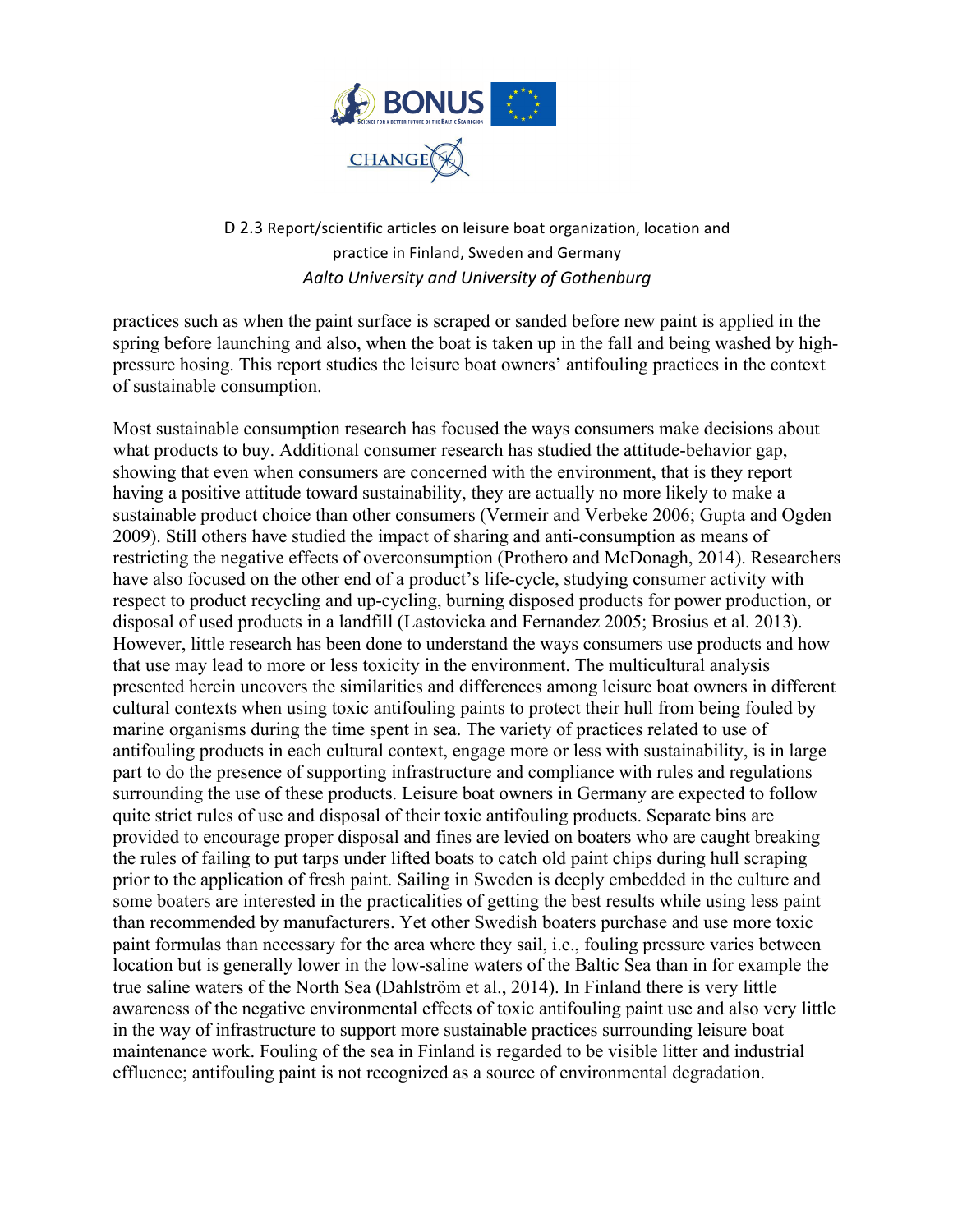practices such as when the paint surface is scraped or sanded before new paint is applied in the spring before launching and also, when the boat is taken up in the fall and being washed by high-pressure hosing. This report studies the leisure boat owners' antifouling practices in the context of sustainable consumption.

Most sustainable consumption research has focused the ways consumers make decisions about what products to buy. Additional consumer research has studied the attitude-behavior gap, showing that even when consumers are concerned with the environment, that is they report having a positive attitude toward sustainability, they are actually no more likely to make a sustainable product choice than other consumers (Vermeir and Verbeke 2006; Gupta and Ogden 2009). Still others have studied the impact of sharing and anti-consumption as means of restricting the negative effects of overconsumption (Prothero and McDonagh, 2014). Researchers have also focused on the other end of a product's life-cycle, studying consumer activity with respect to product recycling and up-cycling, burning disposed products for power production, or disposal of used products in a landfill (Lastovicka and Fernandez 2005; Brosius et al. 2013). However, little research has been done to understand the ways consumers use products and how that use may lead to more or less toxicity in the environment. The multicultural analysis presented herein uncovers the similarities and differences among leisure boat owners in different cultural contexts when using toxic antifouling paints to protect their hull from being fouled by marine organisms during the time spent in sea. The variety of practices related to use of antifouling products in each cultural context, engage more or less with sustainability, is in large part to do the presence of supporting infrastructure and compliance with rules and regulations surrounding the use of these products. Leisure boat owners in Germany are expected to follow quite strict rules of use and disposal of their toxic antifouling products. Separate bins are provided to encourage proper disposal and fines are levied on boaters who are caught breaking the rules of failing to put tarps under lifted boats to catch old paint chips during hull scraping prior to the application of fresh paint. Sailing in Sweden is deeply embedded in the culture and some boaters are interested in the practicalities of getting the best results while using less paint than recommended by manufacturers. Yet other Swedish boaters purchase and use more toxic paint formulas than necessary for the area where they sail, i.e., fouling pressure varies between location but is generally lower in the low-saline waters of the Baltic Sea than in for example the true saline waters of the North Sea (Dahlström et al., 2014). In Finland there is very little awareness of the negative environmental effects of toxic antifouling paint use and also very little in the way of infrastructure to support more sustainable practices surrounding leisure boat maintenance work. Fouling of the sea in Finland is regarded to be visible litter and industrial effluence; antifouling paint is not recognized as a source of environmental degradation.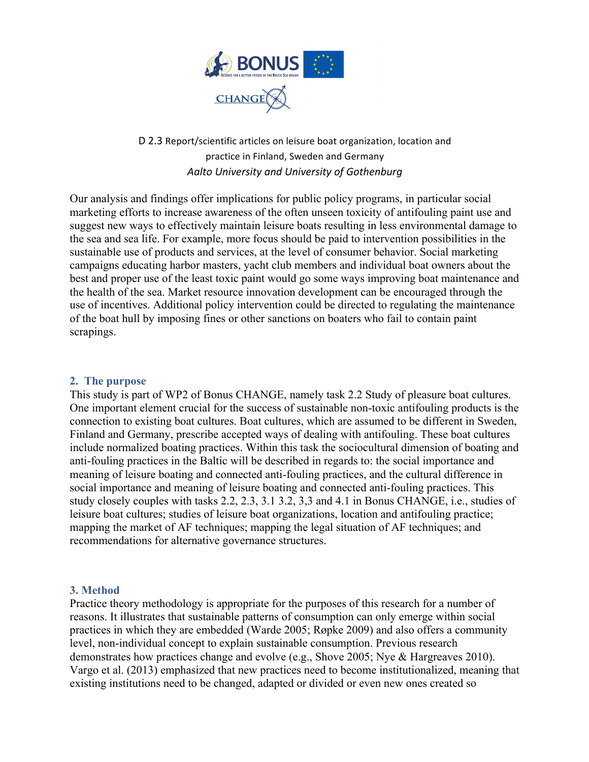D 2.3 Report/scientific articles on leisure boat organization, location and practice in Finland, Sweden and Germany

*Aalto University and University of Gothenburg*

Our analysis and findings offer implications for public policy programs, in particular social marketing efforts to increase awareness of the often unseen toxicity of antifouling paint use and suggest new ways to effectively maintain leisure boats resulting in less environmental damage to the sea and sea life. For example, more focus should be paid to intervention possibilities in the sustainable use of products and services, at the level of consumer behavior. Social marketing campaigns educating harbor masters, yacht club members and individual boat owners about the best and proper use of the least toxic paint would go some ways improving boat maintenance and the health of the sea. Market resource innovation development can be encouraged through the use of incentives. Additional policy intervention could be directed to regulating the maintenance of the boat hull by imposing fines or other sanctions on boaters who fail to contain paint scrapings.

## 2. The purpose

This study is part of WP2 of Bonus CHANGE, namely task 2.2 Study of pleasure boat cultures. One important element crucial for the success of sustainable non-toxic antifouling products is the connection to existing boat cultures. Boat cultures, which are assumed to be different in Sweden, Finland and Germany, prescribe accepted ways of dealing with antifouling. These boat cultures include normalized boating practices. Within this task the sociocultural dimension of boating and anti-fouling practices in the Baltic will be described in regards to: the social importance and meaning of leisure boating and connected anti-fouling practices, and the cultural difference in social importance and meaning of leisure boating and connected anti-fouling practices. This study closely couples with tasks 2.2, 2.3, 3.1 3.2, 3,3 and 4.1 in Bonus CHANGE, i.e., studies of leisure boat cultures; studies of leisure boat organizations, location and antifouling practice; mapping the market of AF techniques; mapping the legal situation of AF techniques; and recommendations for alternative governance structures.

## 3. Method

Practice theory methodology is appropriate for the purposes of this research for a number of reasons. It illustrates that sustainable patterns of consumption can only emerge within social practices in which they are embedded (Warde 2005; Røpke 2009) and also offers a community level, non-individual concept to explain sustainable consumption. Previous research demonstrates how practices change and evolve (e.g., Shove 2005; Nye & Hargreaves 2010). Vargo et al. (2013) emphasized that new practices need to become institutionalized, meaning that existing institutions need to be changed, adapted or divided or even new ones created so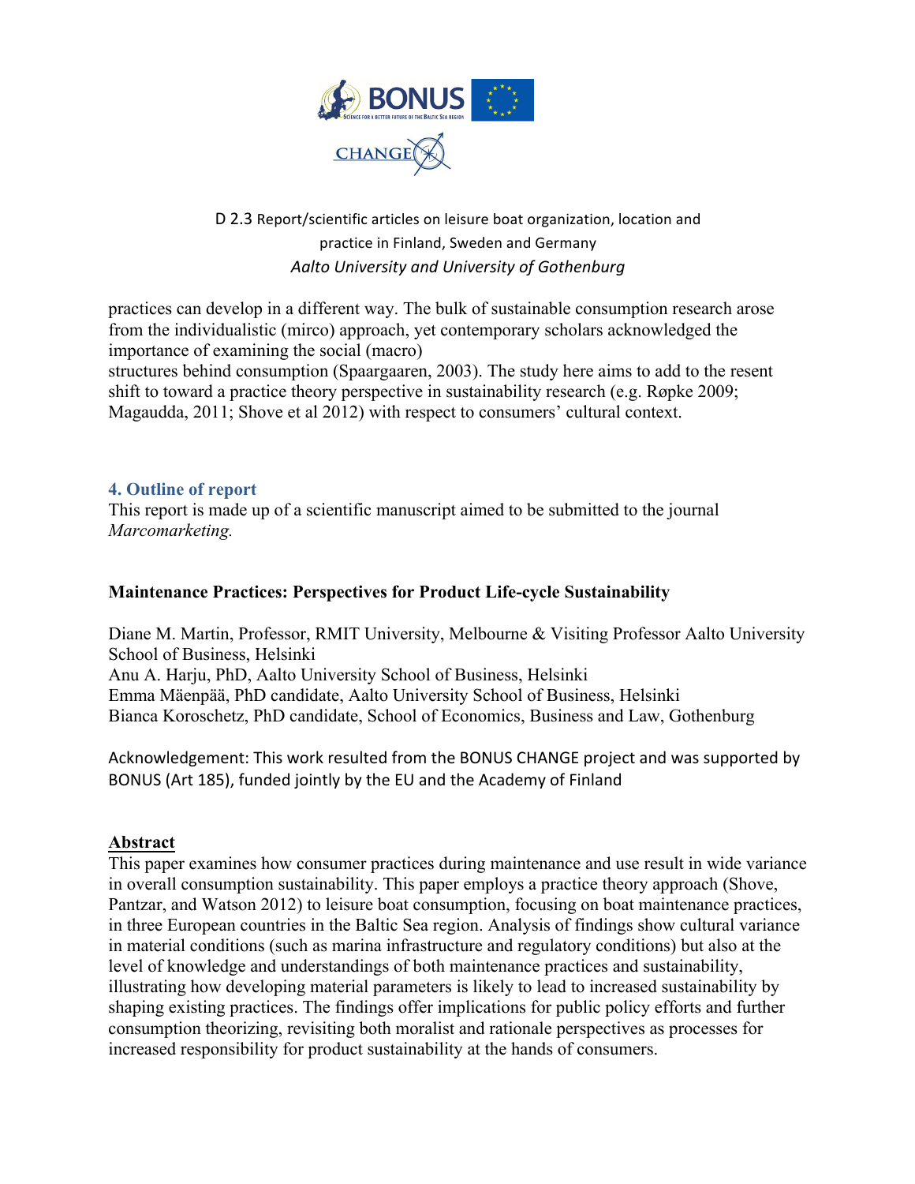practices can develop in a different way. The bulk of sustainable consumption research arose from the individualistic (mirco) approach, yet contemporary scholars acknowledged the importance of examining the social (macro) structures behind consumption (Spaargaaren, 2003). The study here aims to add to the resent shift to toward a practice theory perspective in sustainability research (e.g. Røpke 2009; Magaudda, 2011; Shove et al 2012) with respect to consumers' cultural context.

## 4. Outline of report

This report is made up of a scientific manuscript aimed to be submitted to the journal *Marcomarketing.*

**Maintenance Practices: Perspectives for Product Life-cycle Sustainability**

Diane M. Martin, Professor, RMIT University, Melbourne & Visiting Professor Aalto University School of Business, Helsinki
Anu A. Harju, PhD, Aalto University School of Business, Helsinki
Emma Mäenpää, PhD candidate, Aalto University School of Business, Helsinki
Bianca Koroschetz, PhD candidate, School of Economics, Business and Law, Gothenburg

Acknowledgement: This work resulted from the BONUS CHANGE project and was supported by BONUS (Art 185), funded jointly by the EU and the Academy of Finland

**Abstract**

This paper examines how consumer practices during maintenance and use result in wide variance in overall consumption sustainability. This paper employs a practice theory approach (Shove, Pantzar, and Watson 2012) to leisure boat consumption, focusing on boat maintenance practices, in three European countries in the Baltic Sea region. Analysis of findings show cultural variance in material conditions (such as marina infrastructure and regulatory conditions) but also at the level of knowledge and understandings of both maintenance practices and sustainability, illustrating how developing material parameters is likely to lead to increased sustainability by shaping existing practices. The findings offer implications for public policy efforts and further consumption theorizing, revisiting both moralist and rationale perspectives as processes for increased responsibility for product sustainability at the hands of consumers.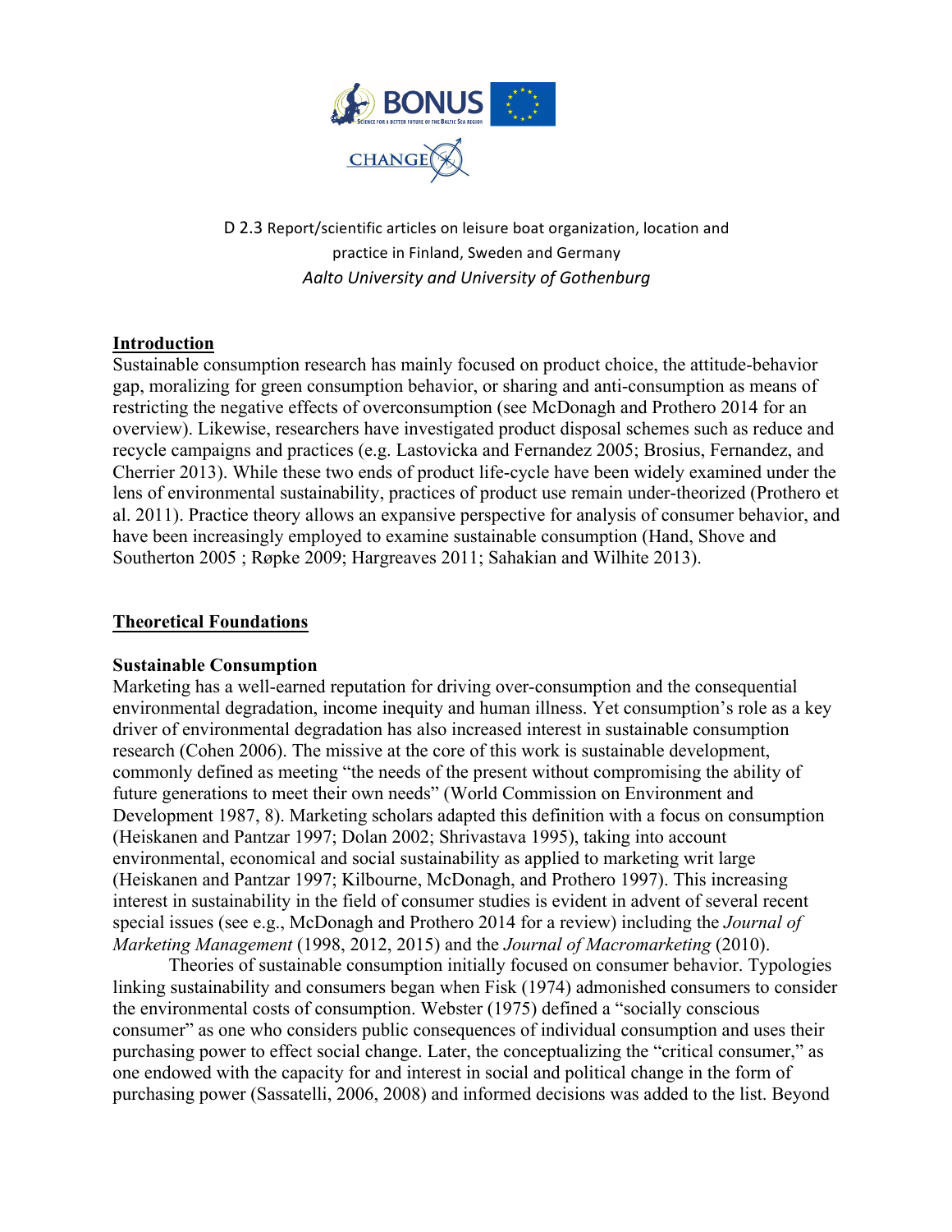D 2.3 Report/scientific articles on leisure boat organization, location and practice in Finland, Sweden and Germany

*Aalto University and University of Gothenburg*

## Introduction

Sustainable consumption research has mainly focused on product choice, the attitude-behavior gap, moralizing for green consumption behavior, or sharing and anti-consumption as means of restricting the negative effects of overconsumption (see McDonagh and Prothero 2014 for an overview). Likewise, researchers have investigated product disposal schemes such as reduce and recycle campaigns and practices (e.g. Lastovicka and Fernandez 2005; Brosius, Fernandez, and Cherrier 2013). While these two ends of product life-cycle have been widely examined under the lens of environmental sustainability, practices of product use remain under-theorized (Prothero et al. 2011). Practice theory allows an expansive perspective for analysis of consumer behavior, and have been increasingly employed to examine sustainable consumption (Hand, Shove and Southerton 2005 ; Røpke 2009; Hargreaves 2011; Sahakian and Wilhite 2013).

## Theoretical Foundations

### Sustainable Consumption

Marketing has a well-earned reputation for driving over-consumption and the consequential environmental degradation, income inequity and human illness. Yet consumption's role as a key driver of environmental degradation has also increased interest in sustainable consumption research (Cohen 2006). The missive at the core of this work is sustainable development, commonly defined as meeting "the needs of the present without compromising the ability of future generations to meet their own needs" (World Commission on Environment and Development 1987, 8). Marketing scholars adapted this definition with a focus on consumption (Heiskanen and Pantzar 1997; Dolan 2002; Shrivastava 1995), taking into account environmental, economical and social sustainability as applied to marketing writ large (Heiskanen and Pantzar 1997; Kilbourne, McDonagh, and Prothero 1997). This increasing interest in sustainability in the field of consumer studies is evident in advent of several recent special issues (see e.g., McDonagh and Prothero 2014 for a review) including the *Journal of Marketing Management* (1998, 2012, 2015) and the *Journal of Macromarketing* (2010).

Theories of sustainable consumption initially focused on consumer behavior. Typologies linking sustainability and consumers began when Fisk (1974) admonished consumers to consider the environmental costs of consumption. Webster (1975) defined a "socially conscious consumer" as one who considers public consequences of individual consumption and uses their purchasing power to effect social change. Later, the conceptualizing the "critical consumer," as one endowed with the capacity for and interest in social and political change in the form of purchasing power (Sassatelli, 2006, 2008) and informed decisions was added to the list. Beyond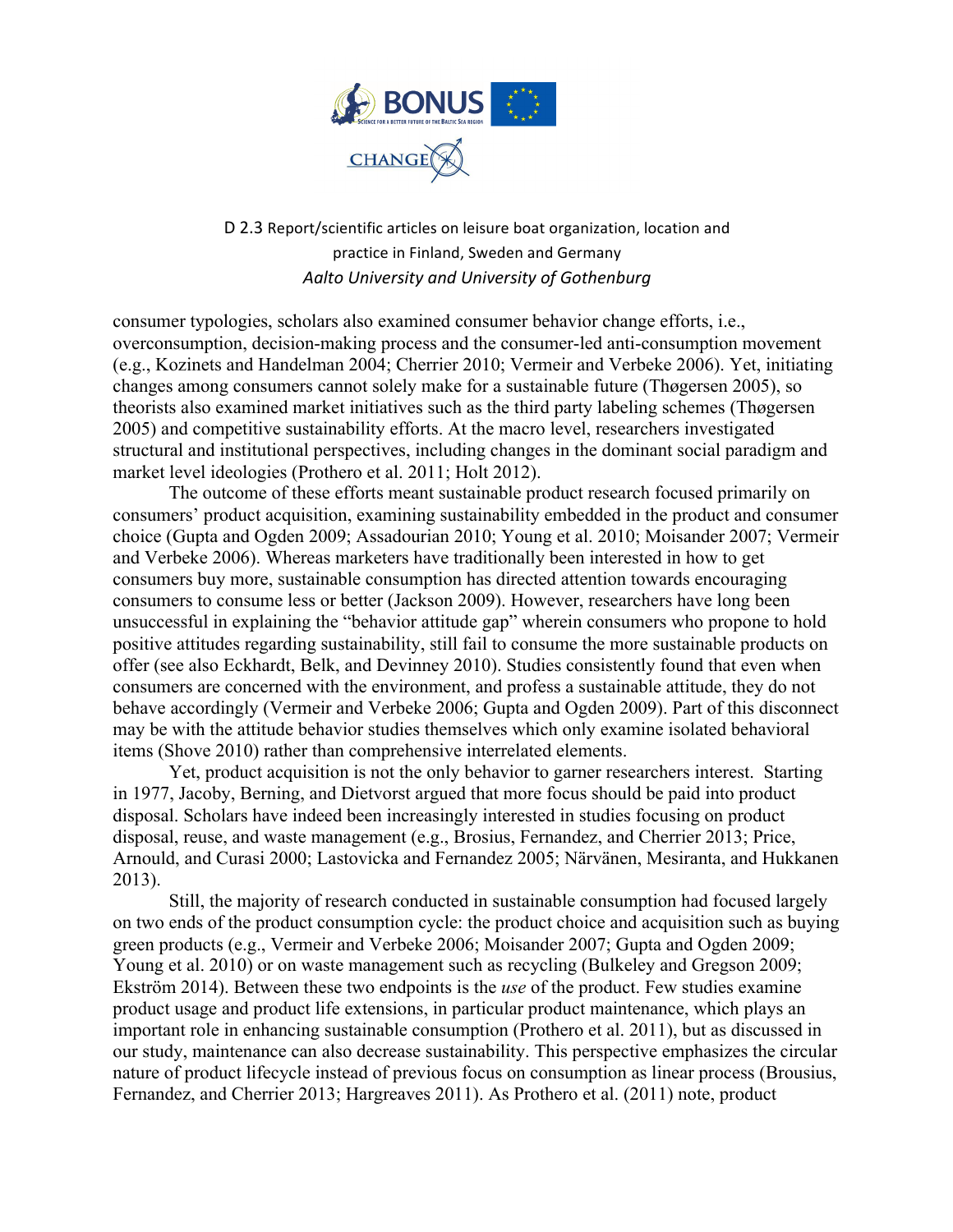consumer typologies, scholars also examined consumer behavior change efforts, i.e., overconsumption, decision-making process and the consumer-led anti-consumption movement (e.g., Kozinets and Handelman 2004; Cherrier 2010; Vermeir and Verbeke 2006). Yet, initiating changes among consumers cannot solely make for a sustainable future (Thøgersen 2005), so theorists also examined market initiatives such as the third party labeling schemes (Thøgersen 2005) and competitive sustainability efforts. At the macro level, researchers investigated structural and institutional perspectives, including changes in the dominant social paradigm and market level ideologies (Prothero et al. 2011; Holt 2012).

The outcome of these efforts meant sustainable product research focused primarily on consumers' product acquisition, examining sustainability embedded in the product and consumer choice (Gupta and Ogden 2009; Assadourian 2010; Young et al. 2010; Moisander 2007; Vermeir and Verbeke 2006). Whereas marketers have traditionally been interested in how to get consumers buy more, sustainable consumption has directed attention towards encouraging consumers to consume less or better (Jackson 2009). However, researchers have long been unsuccessful in explaining the "behavior attitude gap" wherein consumers who propone to hold positive attitudes regarding sustainability, still fail to consume the more sustainable products on offer (see also Eckhardt, Belk, and Devinney 2010). Studies consistently found that even when consumers are concerned with the environment, and profess a sustainable attitude, they do not behave accordingly (Vermeir and Verbeke 2006; Gupta and Ogden 2009). Part of this disconnect may be with the attitude behavior studies themselves which only examine isolated behavioral items (Shove 2010) rather than comprehensive interrelated elements.

Yet, product acquisition is not the only behavior to garner researchers interest. Starting in 1977, Jacoby, Berning, and Dietvorst argued that more focus should be paid into product disposal. Scholars have indeed been increasingly interested in studies focusing on product disposal, reuse, and waste management (e.g., Brosius, Fernandez, and Cherrier 2013; Price, Arnould, and Curasi 2000; Lastovicka and Fernandez 2005; Närvänen, Mesiranta, and Hukkanen 2013).

Still, the majority of research conducted in sustainable consumption had focused largely on two ends of the product consumption cycle: the product choice and acquisition such as buying green products (e.g., Vermeir and Verbeke 2006; Moisander 2007; Gupta and Ogden 2009; Young et al. 2010) or on waste management such as recycling (Bulkeley and Gregson 2009; Ekström 2014). Between these two endpoints is the *use* of the product. Few studies examine product usage and product life extensions, in particular product maintenance, which plays an important role in enhancing sustainable consumption (Prothero et al. 2011), but as discussed in our study, maintenance can also decrease sustainability. This perspective emphasizes the circular nature of product lifecycle instead of previous focus on consumption as linear process (Brousius, Fernandez, and Cherrier 2013; Hargreaves 2011). As Prothero et al. (2011) note, product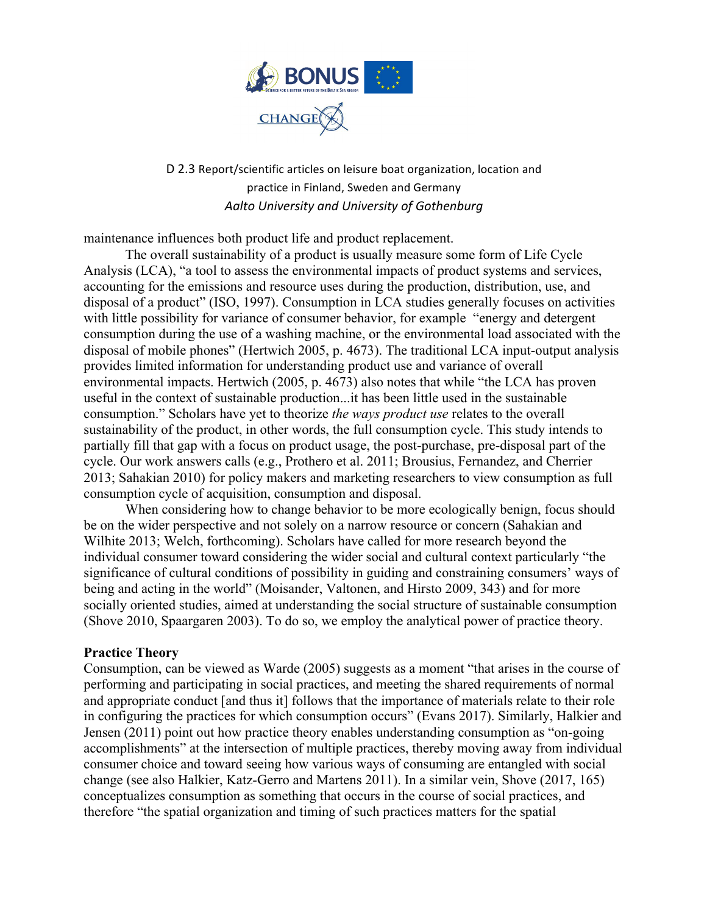maintenance influences both product life and product replacement.

The overall sustainability of a product is usually measure some form of Life Cycle Analysis (LCA), "a tool to assess the environmental impacts of product systems and services, accounting for the emissions and resource uses during the production, distribution, use, and disposal of a product" (ISO, 1997). Consumption in LCA studies generally focuses on activities with little possibility for variance of consumer behavior, for example "energy and detergent consumption during the use of a washing machine, or the environmental load associated with the disposal of mobile phones" (Hertwich 2005, p. 4673). The traditional LCA input-output analysis provides limited information for understanding product use and variance of overall environmental impacts. Hertwich (2005, p. 4673) also notes that while "the LCA has proven useful in the context of sustainable production...it has been little used in the sustainable consumption." Scholars have yet to theorize *the ways product use* relates to the overall sustainability of the product, in other words, the full consumption cycle. This study intends to partially fill that gap with a focus on product usage, the post-purchase, pre-disposal part of the cycle. Our work answers calls (e.g., Prothero et al. 2011; Brousius, Fernandez, and Cherrier 2013; Sahakian 2010) for policy makers and marketing researchers to view consumption as full consumption cycle of acquisition, consumption and disposal.

When considering how to change behavior to be more ecologically benign, focus should be on the wider perspective and not solely on a narrow resource or concern (Sahakian and Wilhite 2013; Welch, forthcoming). Scholars have called for more research beyond the individual consumer toward considering the wider social and cultural context particularly "the significance of cultural conditions of possibility in guiding and constraining consumers' ways of being and acting in the world" (Moisander, Valtonen, and Hirsto 2009, 343) and for more socially oriented studies, aimed at understanding the social structure of sustainable consumption (Shove 2010, Spaargaren 2003). To do so, we employ the analytical power of practice theory.

**Practice Theory**

Consumption, can be viewed as Warde (2005) suggests as a moment "that arises in the course of performing and participating in social practices, and meeting the shared requirements of normal and appropriate conduct [and thus it] follows that the importance of materials relate to their role in configuring the practices for which consumption occurs" (Evans 2017). Similarly, Halkier and Jensen (2011) point out how practice theory enables understanding consumption as "on-going accomplishments" at the intersection of multiple practices, thereby moving away from individual consumer choice and toward seeing how various ways of consuming are entangled with social change (see also Halkier, Katz-Gerro and Martens 2011). In a similar vein, Shove (2017, 165) conceptualizes consumption as something that occurs in the course of social practices, and therefore "the spatial organization and timing of such practices matters for the spatial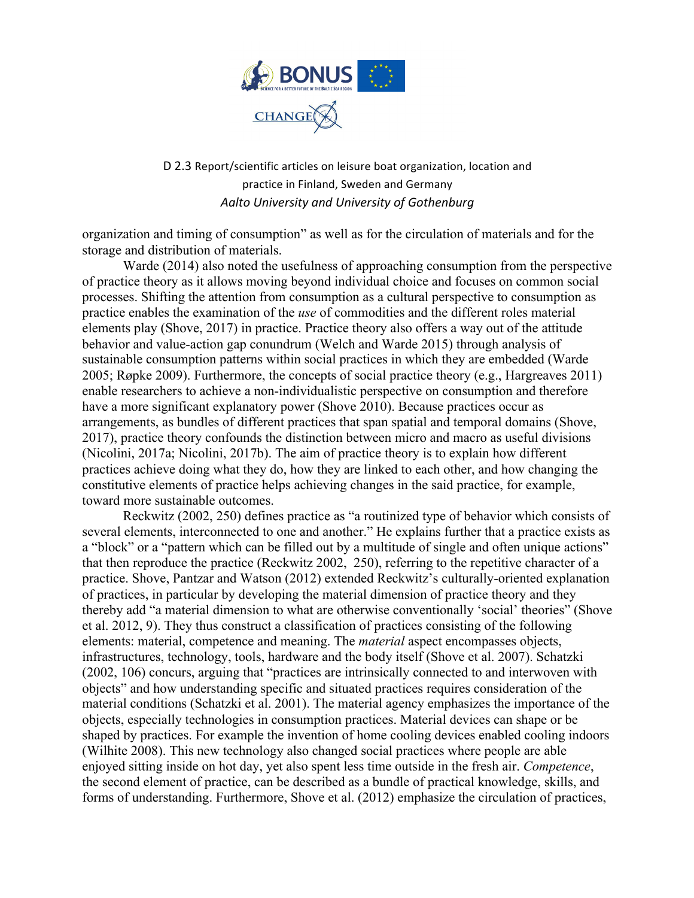organization and timing of consumption" as well as for the circulation of materials and for the storage and distribution of materials.

Warde (2014) also noted the usefulness of approaching consumption from the perspective of practice theory as it allows moving beyond individual choice and focuses on common social processes. Shifting the attention from consumption as a cultural perspective to consumption as practice enables the examination of the *use* of commodities and the different roles material elements play (Shove, 2017) in practice. Practice theory also offers a way out of the attitude behavior and value-action gap conundrum (Welch and Warde 2015) through analysis of sustainable consumption patterns within social practices in which they are embedded (Warde 2005; Røpke 2009). Furthermore, the concepts of social practice theory (e.g., Hargreaves 2011) enable researchers to achieve a non-individualistic perspective on consumption and therefore have a more significant explanatory power (Shove 2010). Because practices occur as arrangements, as bundles of different practices that span spatial and temporal domains (Shove, 2017), practice theory confounds the distinction between micro and macro as useful divisions (Nicolini, 2017a; Nicolini, 2017b). The aim of practice theory is to explain how different practices achieve doing what they do, how they are linked to each other, and how changing the constitutive elements of practice helps achieving changes in the said practice, for example, toward more sustainable outcomes.

Reckwitz (2002, 250) defines practice as "a routinized type of behavior which consists of several elements, interconnected to one and another." He explains further that a practice exists as a "block" or a "pattern which can be filled out by a multitude of single and often unique actions" that then reproduce the practice (Reckwitz 2002, 250), referring to the repetitive character of a practice. Shove, Pantzar and Watson (2012) extended Reckwitz's culturally-oriented explanation of practices, in particular by developing the material dimension of practice theory and they thereby add "a material dimension to what are otherwise conventionally 'social' theories" (Shove et al. 2012, 9). They thus construct a classification of practices consisting of the following elements: material, competence and meaning. The *material* aspect encompasses objects, infrastructures, technology, tools, hardware and the body itself (Shove et al. 2007). Schatzki (2002, 106) concurs, arguing that "practices are intrinsically connected to and interwoven with objects" and how understanding specific and situated practices requires consideration of the material conditions (Schatzki et al. 2001). The material agency emphasizes the importance of the objects, especially technologies in consumption practices. Material devices can shape or be shaped by practices. For example the invention of home cooling devices enabled cooling indoors (Wilhite 2008). This new technology also changed social practices where people are able enjoyed sitting inside on hot day, yet also spent less time outside in the fresh air. *Competence*, the second element of practice, can be described as a bundle of practical knowledge, skills, and forms of understanding. Furthermore, Shove et al. (2012) emphasize the circulation of practices,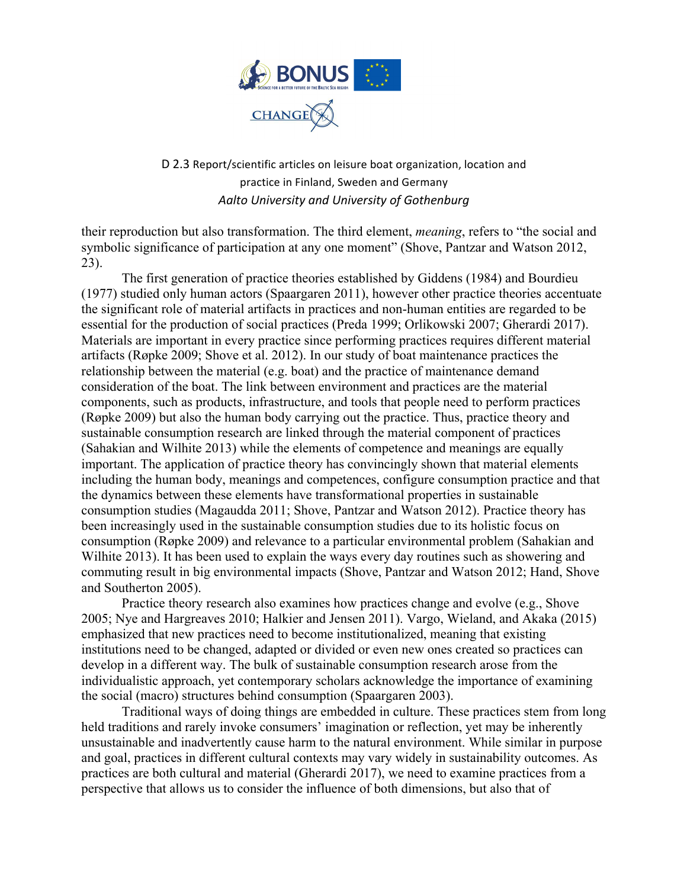their reproduction but also transformation. The third element, *meaning*, refers to "the social and symbolic significance of participation at any one moment" (Shove, Pantzar and Watson 2012, 23).

The first generation of practice theories established by Giddens (1984) and Bourdieu (1977) studied only human actors (Spaargaren 2011), however other practice theories accentuate the significant role of material artifacts in practices and non-human entities are regarded to be essential for the production of social practices (Preda 1999; Orlikowski 2007; Gherardi 2017). Materials are important in every practice since performing practices requires different material artifacts (Røpke 2009; Shove et al. 2012). In our study of boat maintenance practices the relationship between the material (e.g. boat) and the practice of maintenance demand consideration of the boat. The link between environment and practices are the material components, such as products, infrastructure, and tools that people need to perform practices (Røpke 2009) but also the human body carrying out the practice. Thus, practice theory and sustainable consumption research are linked through the material component of practices (Sahakian and Wilhite 2013) while the elements of competence and meanings are equally important. The application of practice theory has convincingly shown that material elements including the human body, meanings and competences, configure consumption practice and that the dynamics between these elements have transformational properties in sustainable consumption studies (Magaudda 2011; Shove, Pantzar and Watson 2012). Practice theory has been increasingly used in the sustainable consumption studies due to its holistic focus on consumption (Røpke 2009) and relevance to a particular environmental problem (Sahakian and Wilhite 2013). It has been used to explain the ways every day routines such as showering and commuting result in big environmental impacts (Shove, Pantzar and Watson 2012; Hand, Shove and Southerton 2005).

Practice theory research also examines how practices change and evolve (e.g., Shove 2005; Nye and Hargreaves 2010; Halkier and Jensen 2011). Vargo, Wieland, and Akaka (2015) emphasized that new practices need to become institutionalized, meaning that existing institutions need to be changed, adapted or divided or even new ones created so practices can develop in a different way. The bulk of sustainable consumption research arose from the individualistic approach, yet contemporary scholars acknowledge the importance of examining the social (macro) structures behind consumption (Spaargaren 2003).

Traditional ways of doing things are embedded in culture. These practices stem from long held traditions and rarely invoke consumers' imagination or reflection, yet may be inherently unsustainable and inadvertently cause harm to the natural environment. While similar in purpose and goal, practices in different cultural contexts may vary widely in sustainability outcomes. As practices are both cultural and material (Gherardi 2017), we need to examine practices from a perspective that allows us to consider the influence of both dimensions, but also that of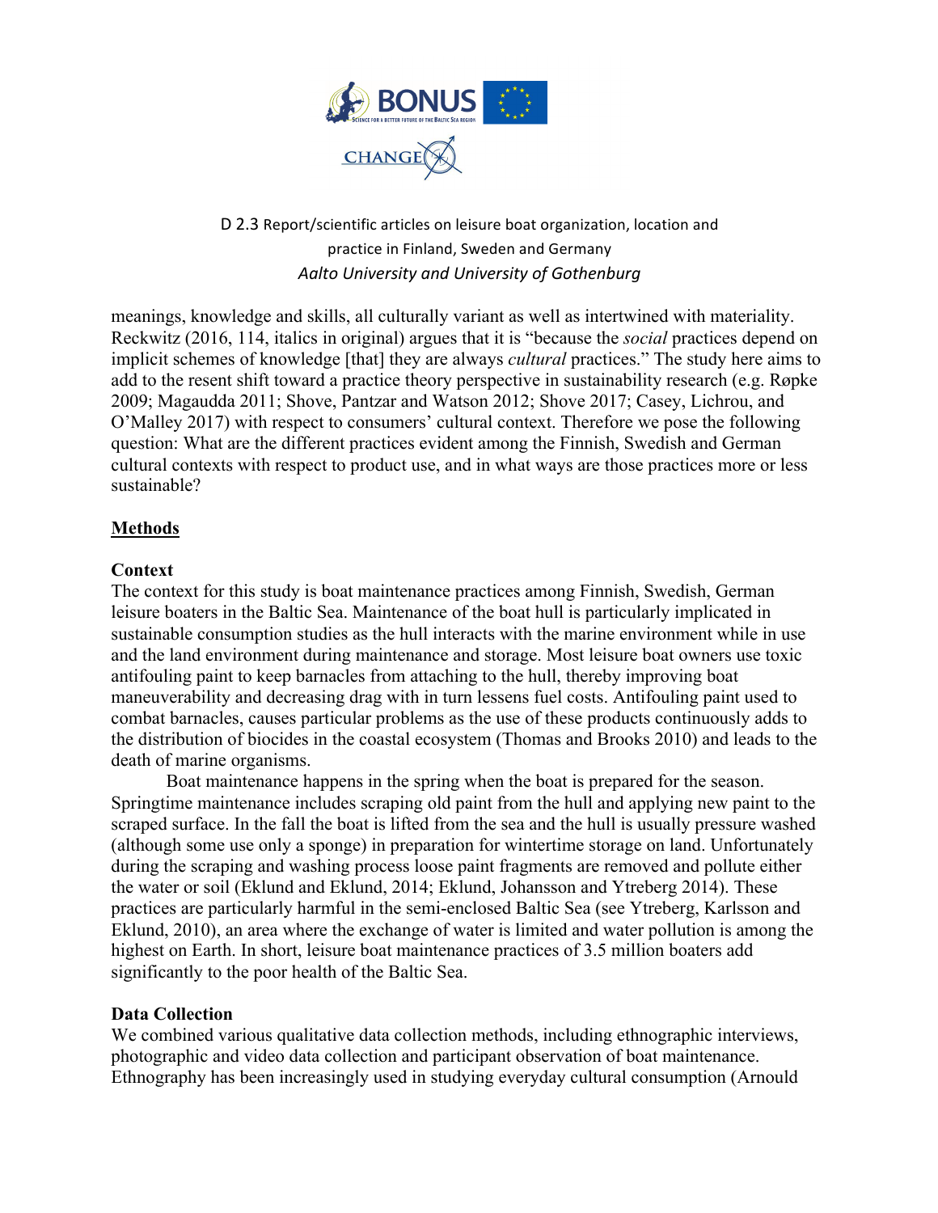meanings, knowledge and skills, all culturally variant as well as intertwined with materiality. Reckwitz (2016, 114, italics in original) argues that it is "because the *social* practices depend on implicit schemes of knowledge [that] they are always *cultural* practices." The study here aims to add to the resent shift toward a practice theory perspective in sustainability research (e.g. Røpke 2009; Magaudda 2011; Shove, Pantzar and Watson 2012; Shove 2017; Casey, Lichrou, and O'Malley 2017) with respect to consumers' cultural context. Therefore we pose the following question: What are the different practices evident among the Finnish, Swedish and German cultural contexts with respect to product use, and in what ways are those practices more or less sustainable?

## Methods

### Context

The context for this study is boat maintenance practices among Finnish, Swedish, German leisure boaters in the Baltic Sea. Maintenance of the boat hull is particularly implicated in sustainable consumption studies as the hull interacts with the marine environment while in use and the land environment during maintenance and storage. Most leisure boat owners use toxic antifouling paint to keep barnacles from attaching to the hull, thereby improving boat maneuverability and decreasing drag with in turn lessens fuel costs. Antifouling paint used to combat barnacles, causes particular problems as the use of these products continuously adds to the distribution of biocides in the coastal ecosystem (Thomas and Brooks 2010) and leads to the death of marine organisms.

Boat maintenance happens in the spring when the boat is prepared for the season. Springtime maintenance includes scraping old paint from the hull and applying new paint to the scraped surface. In the fall the boat is lifted from the sea and the hull is usually pressure washed (although some use only a sponge) in preparation for wintertime storage on land. Unfortunately during the scraping and washing process loose paint fragments are removed and pollute either the water or soil (Eklund and Eklund, 2014; Eklund, Johansson and Ytreberg 2014). These practices are particularly harmful in the semi-enclosed Baltic Sea (see Ytreberg, Karlsson and Eklund, 2010), an area where the exchange of water is limited and water pollution is among the highest on Earth. In short, leisure boat maintenance practices of 3.5 million boaters add significantly to the poor health of the Baltic Sea.

### Data Collection

We combined various qualitative data collection methods, including ethnographic interviews, photographic and video data collection and participant observation of boat maintenance. Ethnography has been increasingly used in studying everyday cultural consumption (Arnould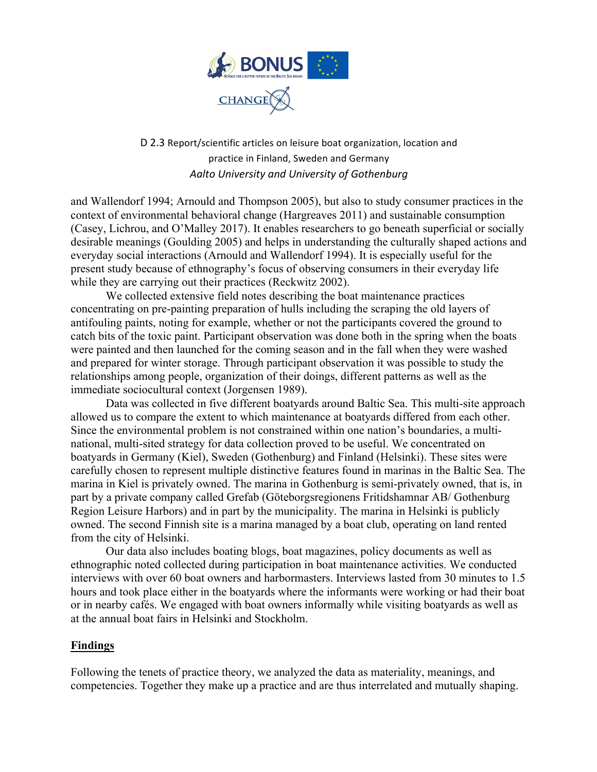and Wallendorf 1994; Arnould and Thompson 2005), but also to study consumer practices in the context of environmental behavioral change (Hargreaves 2011) and sustainable consumption (Casey, Lichrou, and O'Malley 2017). It enables researchers to go beneath superficial or socially desirable meanings (Goulding 2005) and helps in understanding the culturally shaped actions and everyday social interactions (Arnould and Wallendorf 1994). It is especially useful for the present study because of ethnography's focus of observing consumers in their everyday life while they are carrying out their practices (Reckwitz 2002).

We collected extensive field notes describing the boat maintenance practices concentrating on pre-painting preparation of hulls including the scraping the old layers of antifouling paints, noting for example, whether or not the participants covered the ground to catch bits of the toxic paint. Participant observation was done both in the spring when the boats were painted and then launched for the coming season and in the fall when they were washed and prepared for winter storage. Through participant observation it was possible to study the relationships among people, organization of their doings, different patterns as well as the immediate sociocultural context (Jorgensen 1989).

Data was collected in five different boatyards around Baltic Sea. This multi-site approach allowed us to compare the extent to which maintenance at boatyards differed from each other. Since the environmental problem is not constrained within one nation's boundaries, a multi-national, multi-sited strategy for data collection proved to be useful. We concentrated on boatyards in Germany (Kiel), Sweden (Gothenburg) and Finland (Helsinki). These sites were carefully chosen to represent multiple distinctive features found in marinas in the Baltic Sea. The marina in Kiel is privately owned. The marina in Gothenburg is semi-privately owned, that is, in part by a private company called Grefab (Göteborgsregionens Fritidshamnar AB/ Gothenburg Region Leisure Harbors) and in part by the municipality. The marina in Helsinki is publicly owned. The second Finnish site is a marina managed by a boat club, operating on land rented from the city of Helsinki.

Our data also includes boating blogs, boat magazines, policy documents as well as ethnographic noted collected during participation in boat maintenance activities. We conducted interviews with over 60 boat owners and harbormasters. Interviews lasted from 30 minutes to 1.5 hours and took place either in the boatyards where the informants were working or had their boat or in nearby cafés. We engaged with boat owners informally while visiting boatyards as well as at the annual boat fairs in Helsinki and Stockholm.

## Findings

Following the tenets of practice theory, we analyzed the data as materiality, meanings, and competencies. Together they make up a practice and are thus interrelated and mutually shaping.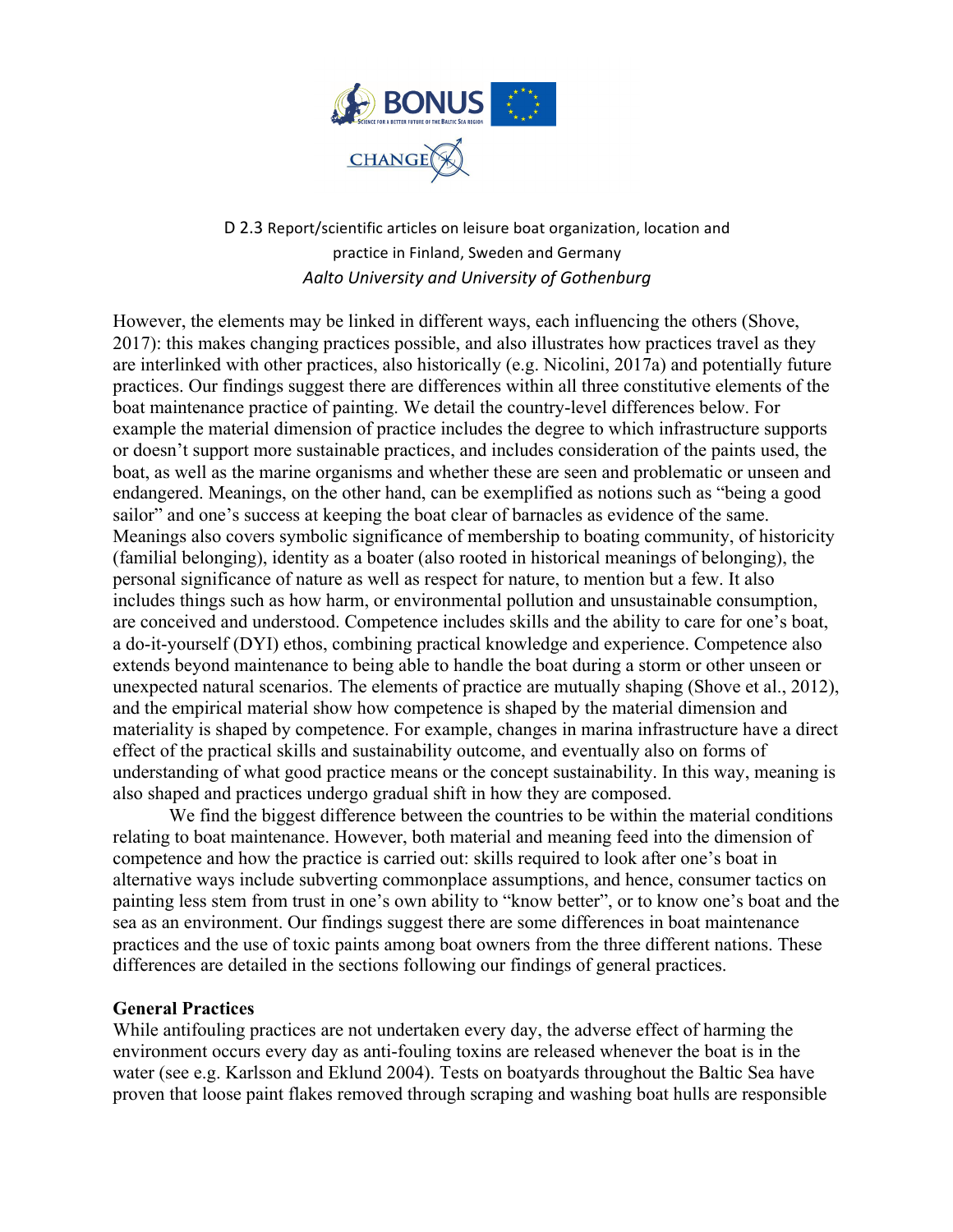However, the elements may be linked in different ways, each influencing the others (Shove, 2017): this makes changing practices possible, and also illustrates how practices travel as they are interlinked with other practices, also historically (e.g. Nicolini, 2017a) and potentially future practices. Our findings suggest there are differences within all three constitutive elements of the boat maintenance practice of painting. We detail the country-level differences below. For example the material dimension of practice includes the degree to which infrastructure supports or doesn't support more sustainable practices, and includes consideration of the paints used, the boat, as well as the marine organisms and whether these are seen and problematic or unseen and endangered. Meanings, on the other hand, can be exemplified as notions such as "being a good sailor" and one's success at keeping the boat clear of barnacles as evidence of the same. Meanings also covers symbolic significance of membership to boating community, of historicity (familial belonging), identity as a boater (also rooted in historical meanings of belonging), the personal significance of nature as well as respect for nature, to mention but a few. It also includes things such as how harm, or environmental pollution and unsustainable consumption, are conceived and understood. Competence includes skills and the ability to care for one's boat, a do-it-yourself (DYI) ethos, combining practical knowledge and experience. Competence also extends beyond maintenance to being able to handle the boat during a storm or other unseen or unexpected natural scenarios. The elements of practice are mutually shaping (Shove et al., 2012), and the empirical material show how competence is shaped by the material dimension and materiality is shaped by competence. For example, changes in marina infrastructure have a direct effect of the practical skills and sustainability outcome, and eventually also on forms of understanding of what good practice means or the concept sustainability. In this way, meaning is also shaped and practices undergo gradual shift in how they are composed.

We find the biggest difference between the countries to be within the material conditions relating to boat maintenance. However, both material and meaning feed into the dimension of competence and how the practice is carried out: skills required to look after one's boat in alternative ways include subverting commonplace assumptions, and hence, consumer tactics on painting less stem from trust in one's own ability to "know better", or to know one's boat and the sea as an environment. Our findings suggest there are some differences in boat maintenance practices and the use of toxic paints among boat owners from the three different nations. These differences are detailed in the sections following our findings of general practices.

## General Practices

While antifouling practices are not undertaken every day, the adverse effect of harming the environment occurs every day as anti-fouling toxins are released whenever the boat is in the water (see e.g. Karlsson and Eklund 2004). Tests on boatyards throughout the Baltic Sea have proven that loose paint flakes removed through scraping and washing boat hulls are responsible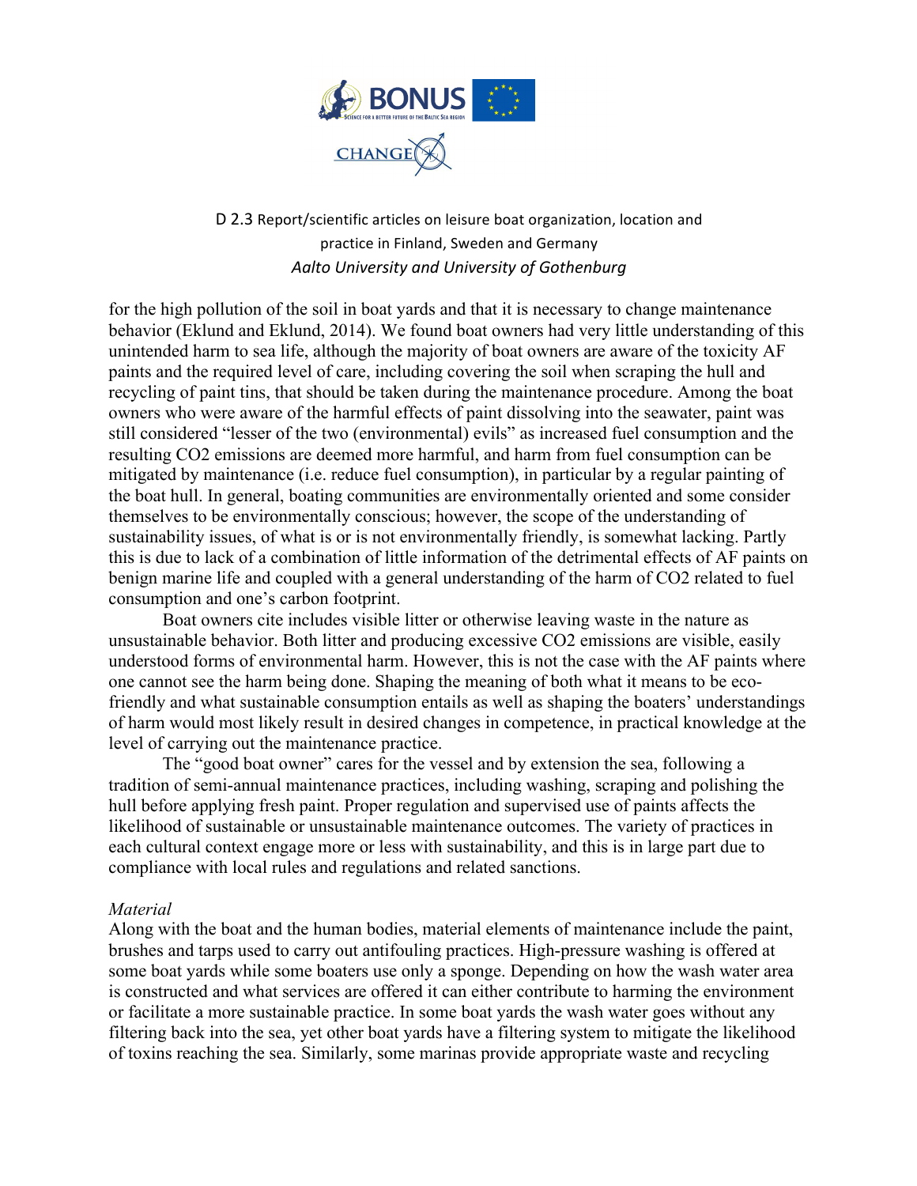for the high pollution of the soil in boat yards and that it is necessary to change maintenance behavior (Eklund and Eklund, 2014). We found boat owners had very little understanding of this unintended harm to sea life, although the majority of boat owners are aware of the toxicity AF paints and the required level of care, including covering the soil when scraping the hull and recycling of paint tins, that should be taken during the maintenance procedure. Among the boat owners who were aware of the harmful effects of paint dissolving into the seawater, paint was still considered "lesser of the two (environmental) evils" as increased fuel consumption and the resulting $CO_2$ emissions are deemed more harmful, and harm from fuel consumption can be mitigated by maintenance (i.e. reduce fuel consumption), in particular by a regular painting of the boat hull. In general, boating communities are environmentally oriented and some consider themselves to be environmentally conscious; however, the scope of the understanding of sustainability issues, of what is or is not environmentally friendly, is somewhat lacking. Partly this is due to lack of a combination of little information of the detrimental effects of AF paints on benign marine life and coupled with a general understanding of the harm of $CO_2$ related to fuel consumption and one's carbon footprint.

Boat owners cite includes visible litter or otherwise leaving waste in the nature as unsustainable behavior. Both litter and producing excessive $CO_2$ emissions are visible, easily understood forms of environmental harm. However, this is not the case with the AF paints where one cannot see the harm being done. Shaping the meaning of both what it means to be eco-friendly and what sustainable consumption entails as well as shaping the boaters' understandings of harm would most likely result in desired changes in competence, in practical knowledge at the level of carrying out the maintenance practice.

The "good boat owner" cares for the vessel and by extension the sea, following a tradition of semi-annual maintenance practices, including washing, scraping and polishing the hull before applying fresh paint. Proper regulation and supervised use of paints affects the likelihood of sustainable or unsustainable maintenance outcomes. The variety of practices in each cultural context engage more or less with sustainability, and this is in large part due to compliance with local rules and regulations and related sanctions.

*Material*

Along with the boat and the human bodies, material elements of maintenance include the paint, brushes and tarps used to carry out antifouling practices. High-pressure washing is offered at some boat yards while some boaters use only a sponge. Depending on how the wash water area is constructed and what services are offered it can either contribute to harming the environment or facilitate a more sustainable practice. In some boat yards the wash water goes without any filtering back into the sea, yet other boat yards have a filtering system to mitigate the likelihood of toxins reaching the sea. Similarly, some marinas provide appropriate waste and recycling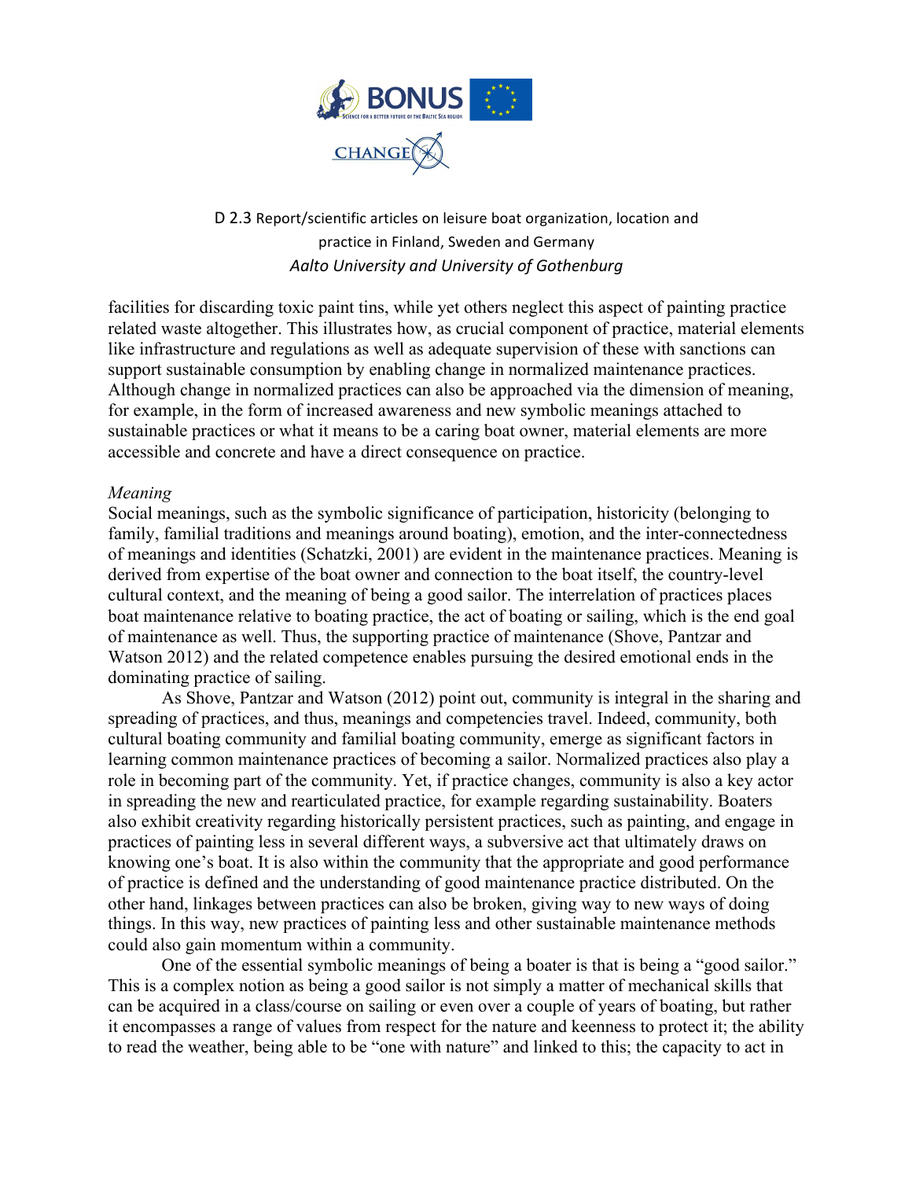facilities for discarding toxic paint tins, while yet others neglect this aspect of painting practice related waste altogether. This illustrates how, as crucial component of practice, material elements like infrastructure and regulations as well as adequate supervision of these with sanctions can support sustainable consumption by enabling change in normalized maintenance practices. Although change in normalized practices can also be approached via the dimension of meaning, for example, in the form of increased awareness and new symbolic meanings attached to sustainable practices or what it means to be a caring boat owner, material elements are more accessible and concrete and have a direct consequence on practice.

*Meaning*

Social meanings, such as the symbolic significance of participation, historicity (belonging to family, familial traditions and meanings around boating), emotion, and the inter-connectedness of meanings and identities (Schatzki, 2001) are evident in the maintenance practices. Meaning is derived from expertise of the boat owner and connection to the boat itself, the country-level cultural context, and the meaning of being a good sailor. The interrelation of practices places boat maintenance relative to boating practice, the act of boating or sailing, which is the end goal of maintenance as well. Thus, the supporting practice of maintenance (Shove, Pantzar and Watson 2012) and the related competence enables pursuing the desired emotional ends in the dominating practice of sailing.

As Shove, Pantzar and Watson (2012) point out, community is integral in the sharing and spreading of practices, and thus, meanings and competencies travel. Indeed, community, both cultural boating community and familial boating community, emerge as significant factors in learning common maintenance practices of becoming a sailor. Normalized practices also play a role in becoming part of the community. Yet, if practice changes, community is also a key actor in spreading the new and rearticulated practice, for example regarding sustainability. Boaters also exhibit creativity regarding historically persistent practices, such as painting, and engage in practices of painting less in several different ways, a subversive act that ultimately draws on knowing one's boat. It is also within the community that the appropriate and good performance of practice is defined and the understanding of good maintenance practice distributed. On the other hand, linkages between practices can also be broken, giving way to new ways of doing things. In this way, new practices of painting less and other sustainable maintenance methods could also gain momentum within a community.

One of the essential symbolic meanings of being a boater is that is being a "good sailor." This is a complex notion as being a good sailor is not simply a matter of mechanical skills that can be acquired in a class/course on sailing or even over a couple of years of boating, but rather it encompasses a range of values from respect for the nature and keenness to protect it; the ability to read the weather, being able to be "one with nature" and linked to this; the capacity to act in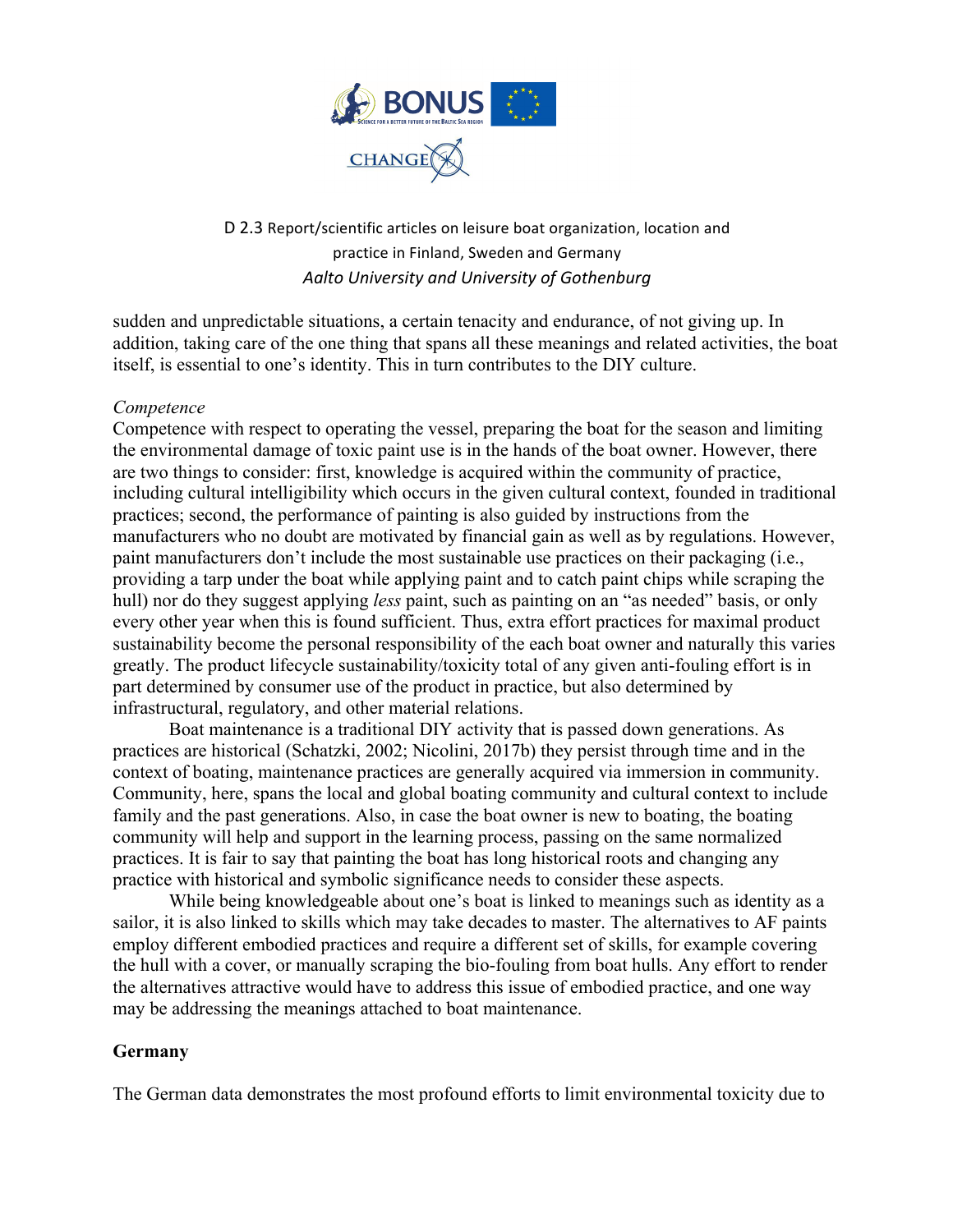sudden and unpredictable situations, a certain tenacity and endurance, of not giving up. In addition, taking care of the one thing that spans all these meanings and related activities, the boat itself, is essential to one's identity. This in turn contributes to the DIY culture.

*Competence*

Competence with respect to operating the vessel, preparing the boat for the season and limiting the environmental damage of toxic paint use is in the hands of the boat owner. However, there are two things to consider: first, knowledge is acquired within the community of practice, including cultural intelligibility which occurs in the given cultural context, founded in traditional practices; second, the performance of painting is also guided by instructions from the manufacturers who no doubt are motivated by financial gain as well as by regulations. However, paint manufacturers don't include the most sustainable use practices on their packaging (i.e., providing a tarp under the boat while applying paint and to catch paint chips while scraping the hull) nor do they suggest applying *less* paint, such as painting on an "as needed" basis, or only every other year when this is found sufficient. Thus, extra effort practices for maximal product sustainability become the personal responsibility of the each boat owner and naturally this varies greatly. The product lifecycle sustainability/toxicity total of any given anti-fouling effort is in part determined by consumer use of the product in practice, but also determined by infrastructural, regulatory, and other material relations.

Boat maintenance is a traditional DIY activity that is passed down generations. As practices are historical (Schatzki, 2002; Nicolini, 2017b) they persist through time and in the context of boating, maintenance practices are generally acquired via immersion in community. Community, here, spans the local and global boating community and cultural context to include family and the past generations. Also, in case the boat owner is new to boating, the boating community will help and support in the learning process, passing on the same normalized practices. It is fair to say that painting the boat has long historical roots and changing any practice with historical and symbolic significance needs to consider these aspects.

While being knowledgeable about one's boat is linked to meanings such as identity as a sailor, it is also linked to skills which may take decades to master. The alternatives to AF paints employ different embodied practices and require a different set of skills, for example covering the hull with a cover, or manually scraping the bio-fouling from boat hulls. Any effort to render the alternatives attractive would have to address this issue of embodied practice, and one way may be addressing the meanings attached to boat maintenance.

## Germany

The German data demonstrates the most profound efforts to limit environmental toxicity due to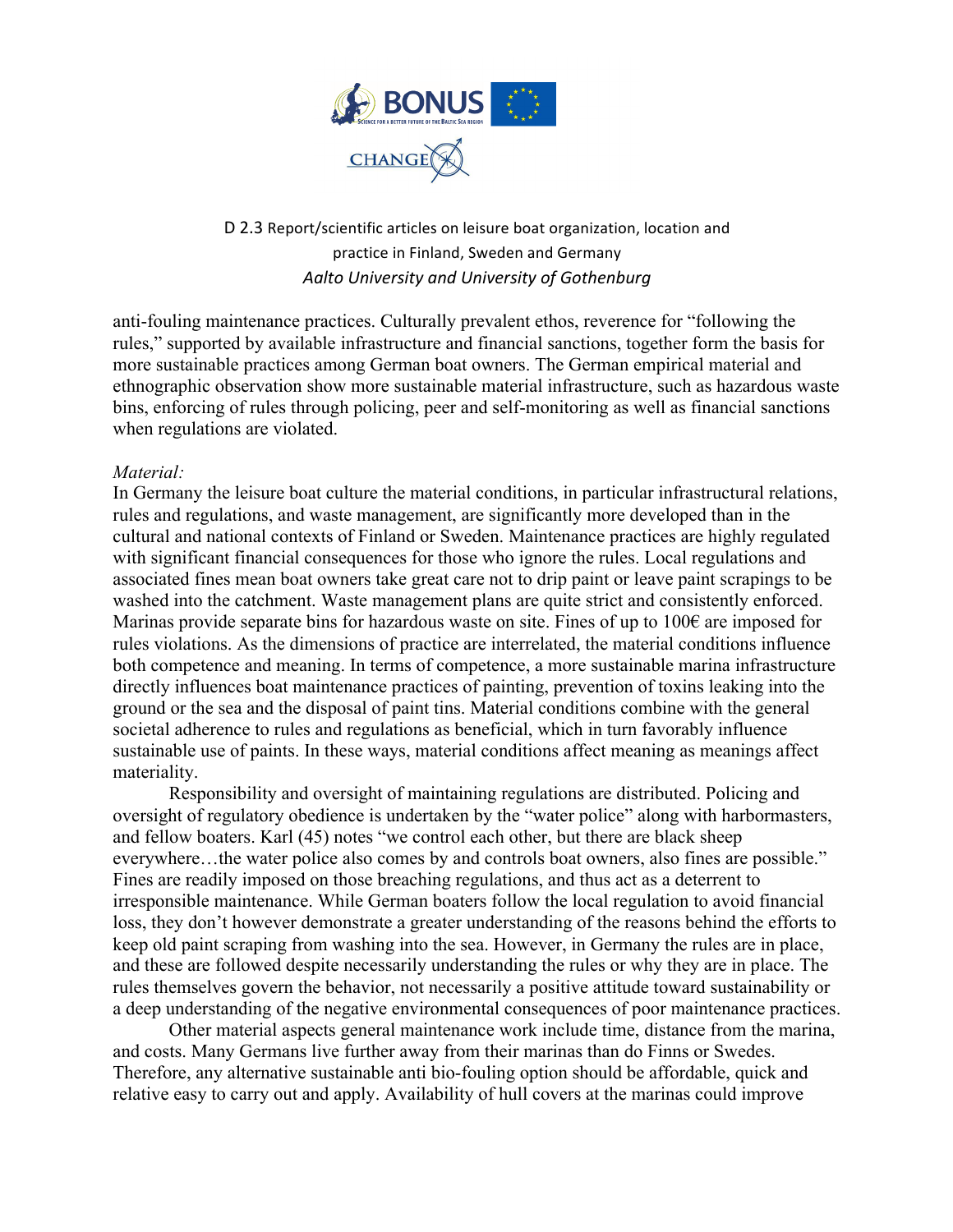anti-fouling maintenance practices. Culturally prevalent ethos, reverence for "following the rules," supported by available infrastructure and financial sanctions, together form the basis for more sustainable practices among German boat owners. The German empirical material and ethnographic observation show more sustainable material infrastructure, such as hazardous waste bins, enforcing of rules through policing, peer and self-monitoring as well as financial sanctions when regulations are violated.

*Material:*

In Germany the leisure boat culture the material conditions, in particular infrastructural relations, rules and regulations, and waste management, are significantly more developed than in the cultural and national contexts of Finland or Sweden. Maintenance practices are highly regulated with significant financial consequences for those who ignore the rules. Local regulations and associated fines mean boat owners take great care not to drip paint or leave paint scrapings to be washed into the catchment. Waste management plans are quite strict and consistently enforced. Marinas provide separate bins for hazardous waste on site. Fines of up to 100€ are imposed for rules violations. As the dimensions of practice are interrelated, the material conditions influence both competence and meaning. In terms of competence, a more sustainable marina infrastructure directly influences boat maintenance practices of painting, prevention of toxins leaking into the ground or the sea and the disposal of paint tins. Material conditions combine with the general societal adherence to rules and regulations as beneficial, which in turn favorably influence sustainable use of paints. In these ways, material conditions affect meaning as meanings affect materiality.

Responsibility and oversight of maintaining regulations are distributed. Policing and oversight of regulatory obedience is undertaken by the "water police" along with harbormasters, and fellow boaters. Karl (45) notes "we control each other, but there are black sheep everywhere…the water police also comes by and controls boat owners, also fines are possible." Fines are readily imposed on those breaching regulations, and thus act as a deterrent to irresponsible maintenance. While German boaters follow the local regulation to avoid financial loss, they don't however demonstrate a greater understanding of the reasons behind the efforts to keep old paint scraping from washing into the sea. However, in Germany the rules are in place, and these are followed despite necessarily understanding the rules or why they are in place. The rules themselves govern the behavior, not necessarily a positive attitude toward sustainability or a deep understanding of the negative environmental consequences of poor maintenance practices.

Other material aspects general maintenance work include time, distance from the marina, and costs. Many Germans live further away from their marinas than do Finns or Swedes. Therefore, any alternative sustainable anti bio-fouling option should be affordable, quick and relative easy to carry out and apply. Availability of hull covers at the marinas could improve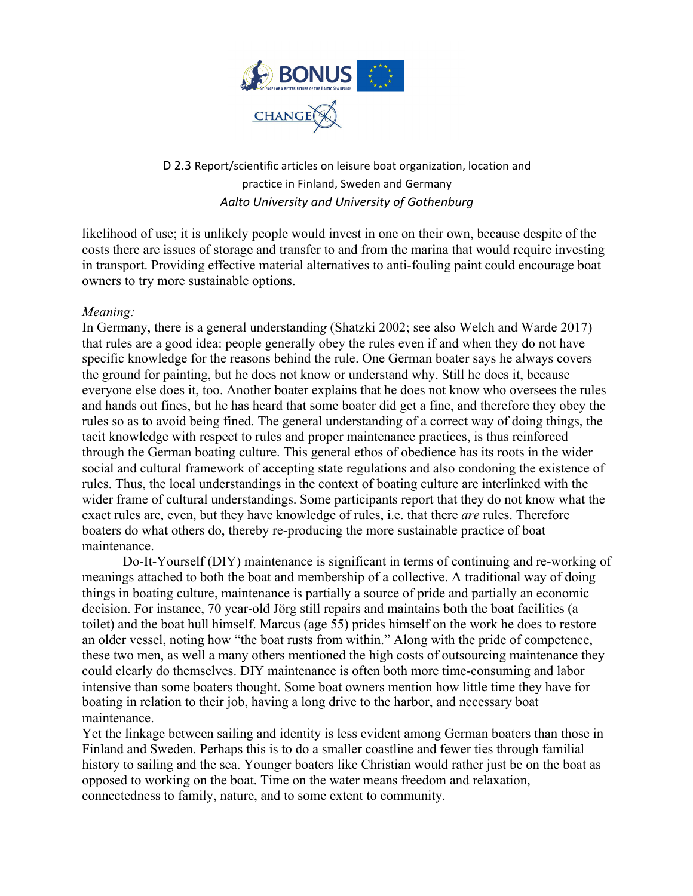likelihood of use; it is unlikely people would invest in one on their own, because despite of the costs there are issues of storage and transfer to and from the marina that would require investing in transport. Providing effective material alternatives to anti-fouling paint could encourage boat owners to try more sustainable options.

*Meaning:*

In Germany, there is a general understanding (Shatzki 2002; see also Welch and Warde 2017) that rules are a good idea: people generally obey the rules even if and when they do not have specific knowledge for the reasons behind the rule. One German boater says he always covers the ground for painting, but he does not know or understand why. Still he does it, because everyone else does it, too. Another boater explains that he does not know who oversees the rules and hands out fines, but he has heard that some boater did get a fine, and therefore they obey the rules so as to avoid being fined. The general understanding of a correct way of doing things, the tacit knowledge with respect to rules and proper maintenance practices, is thus reinforced through the German boating culture. This general ethos of obedience has its roots in the wider social and cultural framework of accepting state regulations and also condoning the existence of rules. Thus, the local understandings in the context of boating culture are interlinked with the wider frame of cultural understandings. Some participants report that they do not know what the exact rules are, even, but they have knowledge of rules, i.e. that there *are* rules. Therefore boaters do what others do, thereby re-producing the more sustainable practice of boat maintenance.

Do-It-Yourself (DIY) maintenance is significant in terms of continuing and re-working of meanings attached to both the boat and membership of a collective. A traditional way of doing things in boating culture, maintenance is partially a source of pride and partially an economic decision. For instance, 70 year-old Jörg still repairs and maintains both the boat facilities (a toilet) and the boat hull himself. Marcus (age 55) prides himself on the work he does to restore an older vessel, noting how "the boat rusts from within." Along with the pride of competence, these two men, as well a many others mentioned the high costs of outsourcing maintenance they could clearly do themselves. DIY maintenance is often both more time-consuming and labor intensive than some boaters thought. Some boat owners mention how little time they have for boating in relation to their job, having a long drive to the harbor, and necessary boat maintenance.

Yet the linkage between sailing and identity is less evident among German boaters than those in Finland and Sweden. Perhaps this is to do a smaller coastline and fewer ties through familial history to sailing and the sea. Younger boaters like Christian would rather just be on the boat as opposed to working on the boat. Time on the water means freedom and relaxation, connectedness to family, nature, and to some extent to community.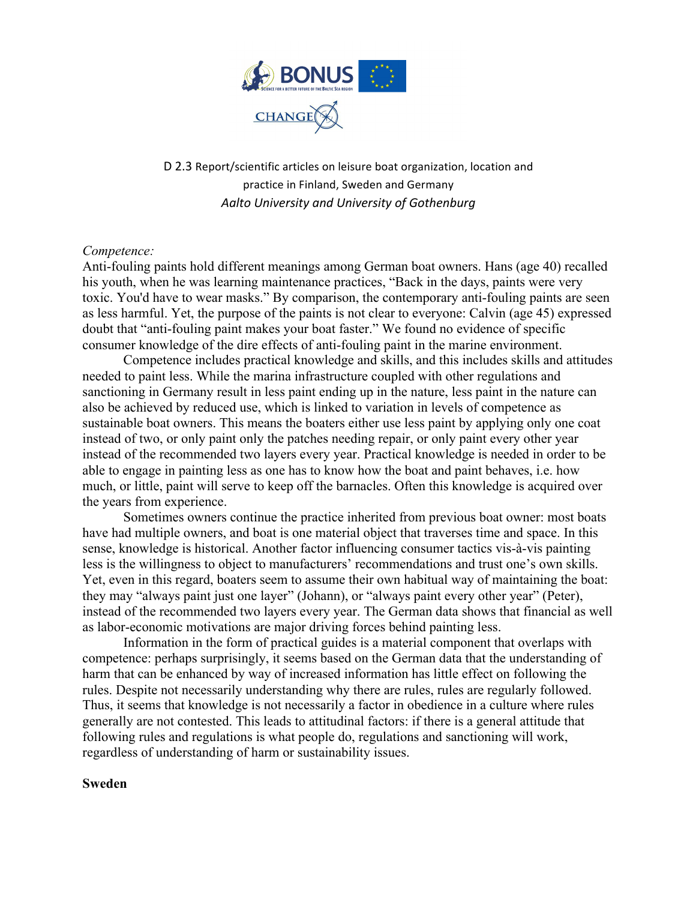*Competence:*

Anti-fouling paints hold different meanings among German boat owners. Hans (age 40) recalled his youth, when he was learning maintenance practices, "Back in the days, paints were very toxic. You'd have to wear masks." By comparison, the contemporary anti-fouling paints are seen as less harmful. Yet, the purpose of the paints is not clear to everyone: Calvin (age 45) expressed doubt that "anti-fouling paint makes your boat faster." We found no evidence of specific consumer knowledge of the dire effects of anti-fouling paint in the marine environment.

Competence includes practical knowledge and skills, and this includes skills and attitudes needed to paint less. While the marina infrastructure coupled with other regulations and sanctioning in Germany result in less paint ending up in the nature, less paint in the nature can also be achieved by reduced use, which is linked to variation in levels of competence as sustainable boat owners. This means the boaters either use less paint by applying only one coat instead of two, or only paint only the patches needing repair, or only paint every other year instead of the recommended two layers every year. Practical knowledge is needed in order to be able to engage in painting less as one has to know how the boat and paint behaves, i.e. how much, or little, paint will serve to keep off the barnacles. Often this knowledge is acquired over the years from experience.

Sometimes owners continue the practice inherited from previous boat owner: most boats have had multiple owners, and boat is one material object that traverses time and space. In this sense, knowledge is historical. Another factor influencing consumer tactics vis-à-vis painting less is the willingness to object to manufacturers' recommendations and trust one's own skills. Yet, even in this regard, boaters seem to assume their own habitual way of maintaining the boat: they may "always paint just one layer" (Johann), or "always paint every other year" (Peter), instead of the recommended two layers every year. The German data shows that financial as well as labor-economic motivations are major driving forces behind painting less.

Information in the form of practical guides is a material component that overlaps with competence: perhaps surprisingly, it seems based on the German data that the understanding of harm that can be enhanced by way of increased information has little effect on following the rules. Despite not necessarily understanding why there are rules, rules are regularly followed. Thus, it seems that knowledge is not necessarily a factor in obedience in a culture where rules generally are not contested. This leads to attitudinal factors: if there is a general attitude that following rules and regulations is what people do, regulations and sanctioning will work, regardless of understanding of harm or sustainability issues.

**Sweden**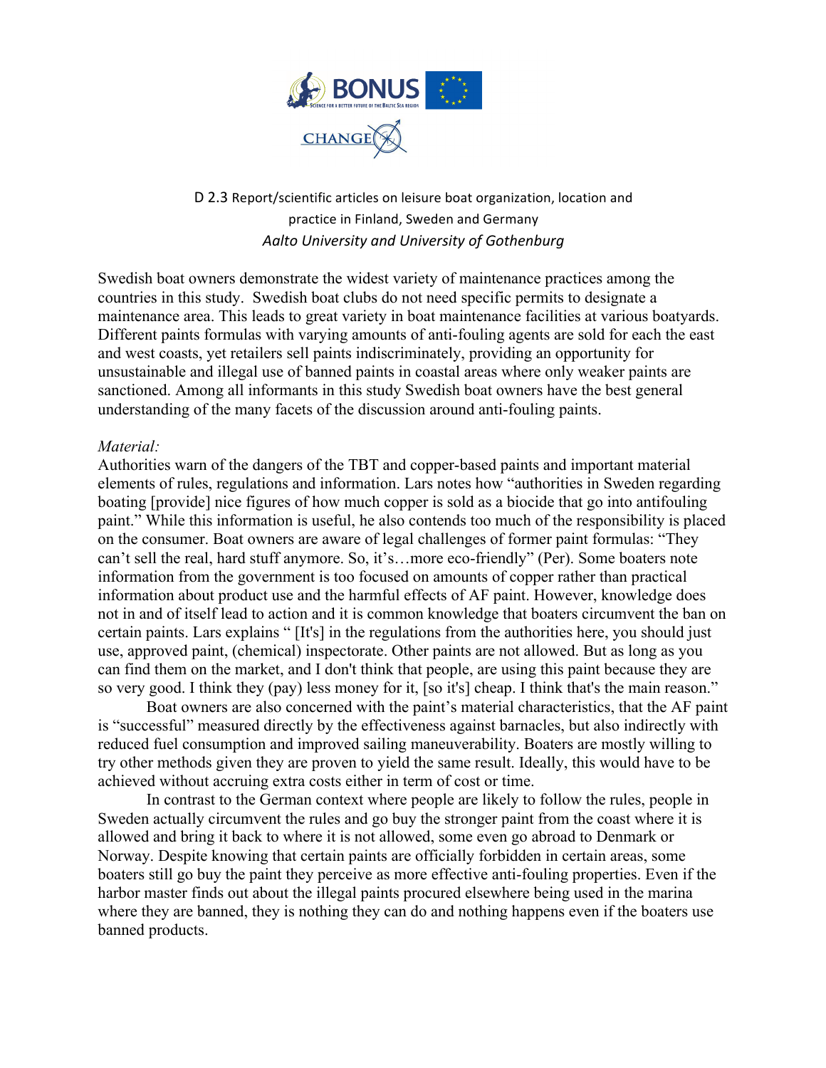Swedish boat owners demonstrate the widest variety of maintenance practices among the countries in this study. Swedish boat clubs do not need specific permits to designate a maintenance area. This leads to great variety in boat maintenance facilities at various boatyards. Different paints formulas with varying amounts of anti-fouling agents are sold for each the east and west coasts, yet retailers sell paints indiscriminately, providing an opportunity for unsustainable and illegal use of banned paints in coastal areas where only weaker paints are sanctioned. Among all informants in this study Swedish boat owners have the best general understanding of the many facets of the discussion around anti-fouling paints.

*Material:*

Authorities warn of the dangers of the TBT and copper-based paints and important material elements of rules, regulations and information. Lars notes how "authorities in Sweden regarding boating [provide] nice figures of how much copper is sold as a biocide that go into antifouling paint." While this information is useful, he also contends too much of the responsibility is placed on the consumer. Boat owners are aware of legal challenges of former paint formulas: "They can't sell the real, hard stuff anymore. So, it's…more eco-friendly" (Per). Some boaters note information from the government is too focused on amounts of copper rather than practical information about product use and the harmful effects of AF paint. However, knowledge does not in and of itself lead to action and it is common knowledge that boaters circumvent the ban on certain paints. Lars explains " [It's] in the regulations from the authorities here, you should just use, approved paint, (chemical) inspectorate. Other paints are not allowed. But as long as you can find them on the market, and I don't think that people, are using this paint because they are so very good. I think they (pay) less money for it, [so it's] cheap. I think that's the main reason."

Boat owners are also concerned with the paint's material characteristics, that the AF paint is "successful" measured directly by the effectiveness against barnacles, but also indirectly with reduced fuel consumption and improved sailing maneuverability. Boaters are mostly willing to try other methods given they are proven to yield the same result. Ideally, this would have to be achieved without accruing extra costs either in term of cost or time.

In contrast to the German context where people are likely to follow the rules, people in Sweden actually circumvent the rules and go buy the stronger paint from the coast where it is allowed and bring it back to where it is not allowed, some even go abroad to Denmark or Norway. Despite knowing that certain paints are officially forbidden in certain areas, some boaters still go buy the paint they perceive as more effective anti-fouling properties. Even if the harbor master finds out about the illegal paints procured elsewhere being used in the marina where they are banned, they is nothing they can do and nothing happens even if the boaters use banned products.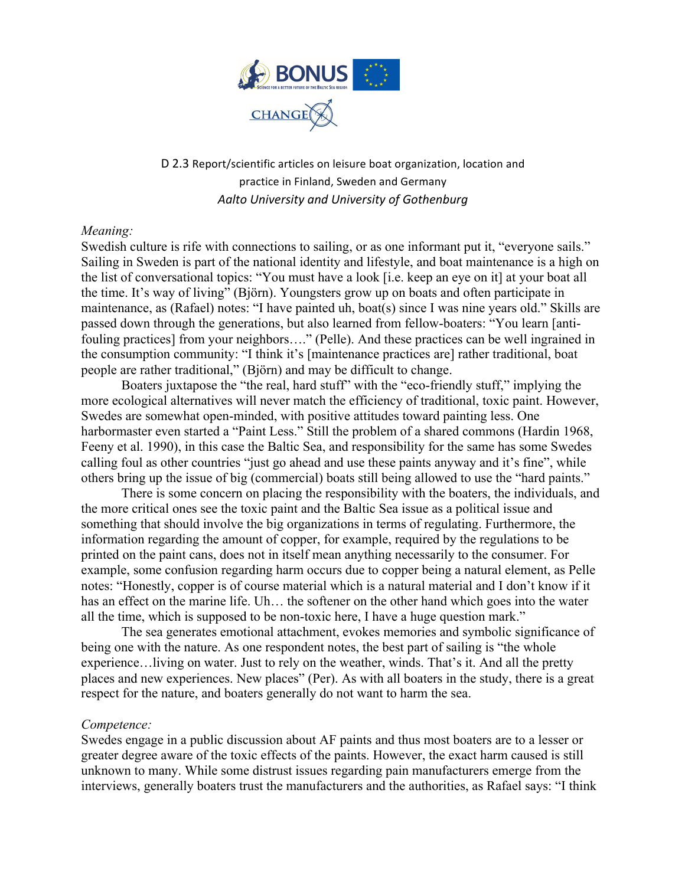D 2.3 Report/scientific articles on leisure boat organization, location and practice in Finland, Sweden and Germany
*Aalto University and University of Gothenburg*

*Meaning:*
Swedish culture is rife with connections to sailing, or as one informant put it, "everyone sails." Sailing in Sweden is part of the national identity and lifestyle, and boat maintenance is a high on the list of conversational topics: "You must have a look [i.e. keep an eye on it] at your boat all the time. It's way of living" (Björn). Youngsters grow up on boats and often participate in maintenance, as (Rafael) notes: "I have painted uh, boat(s) since I was nine years old." Skills are passed down through the generations, but also learned from fellow-boaters: "You learn [anti-fouling practices] from your neighbors…." (Pelle). And these practices can be well ingrained in the consumption community: "I think it's [maintenance practices are] rather traditional, boat people are rather traditional," (Björn) and may be difficult to change.

Boaters juxtapose the "the real, hard stuff" with the "eco-friendly stuff," implying the more ecological alternatives will never match the efficiency of traditional, toxic paint. However, Swedes are somewhat open-minded, with positive attitudes toward painting less. One harbormaster even started a "Paint Less." Still the problem of a shared commons (Hardin 1968, Feeny et al. 1990), in this case the Baltic Sea, and responsibility for the same has some Swedes calling foul as other countries "just go ahead and use these paints anyway and it's fine", while others bring up the issue of big (commercial) boats still being allowed to use the "hard paints."

There is some concern on placing the responsibility with the boaters, the individuals, and the more critical ones see the toxic paint and the Baltic Sea issue as a political issue and something that should involve the big organizations in terms of regulating. Furthermore, the information regarding the amount of copper, for example, required by the regulations to be printed on the paint cans, does not in itself mean anything necessarily to the consumer. For example, some confusion regarding harm occurs due to copper being a natural element, as Pelle notes: "Honestly, copper is of course material which is a natural material and I don't know if it has an effect on the marine life. Uh… the softener on the other hand which goes into the water all the time, which is supposed to be non-toxic here, I have a huge question mark."

The sea generates emotional attachment, evokes memories and symbolic significance of being one with the nature. As one respondent notes, the best part of sailing is "the whole experience…living on water. Just to rely on the weather, winds. That's it. And all the pretty places and new experiences. New places" (Per). As with all boaters in the study, there is a great respect for the nature, and boaters generally do not want to harm the sea.

*Competence:*
Swedes engage in a public discussion about AF paints and thus most boaters are to a lesser or greater degree aware of the toxic effects of the paints. However, the exact harm caused is still unknown to many. While some distrust issues regarding pain manufacturers emerge from the interviews, generally boaters trust the manufacturers and the authorities, as Rafael says: "I think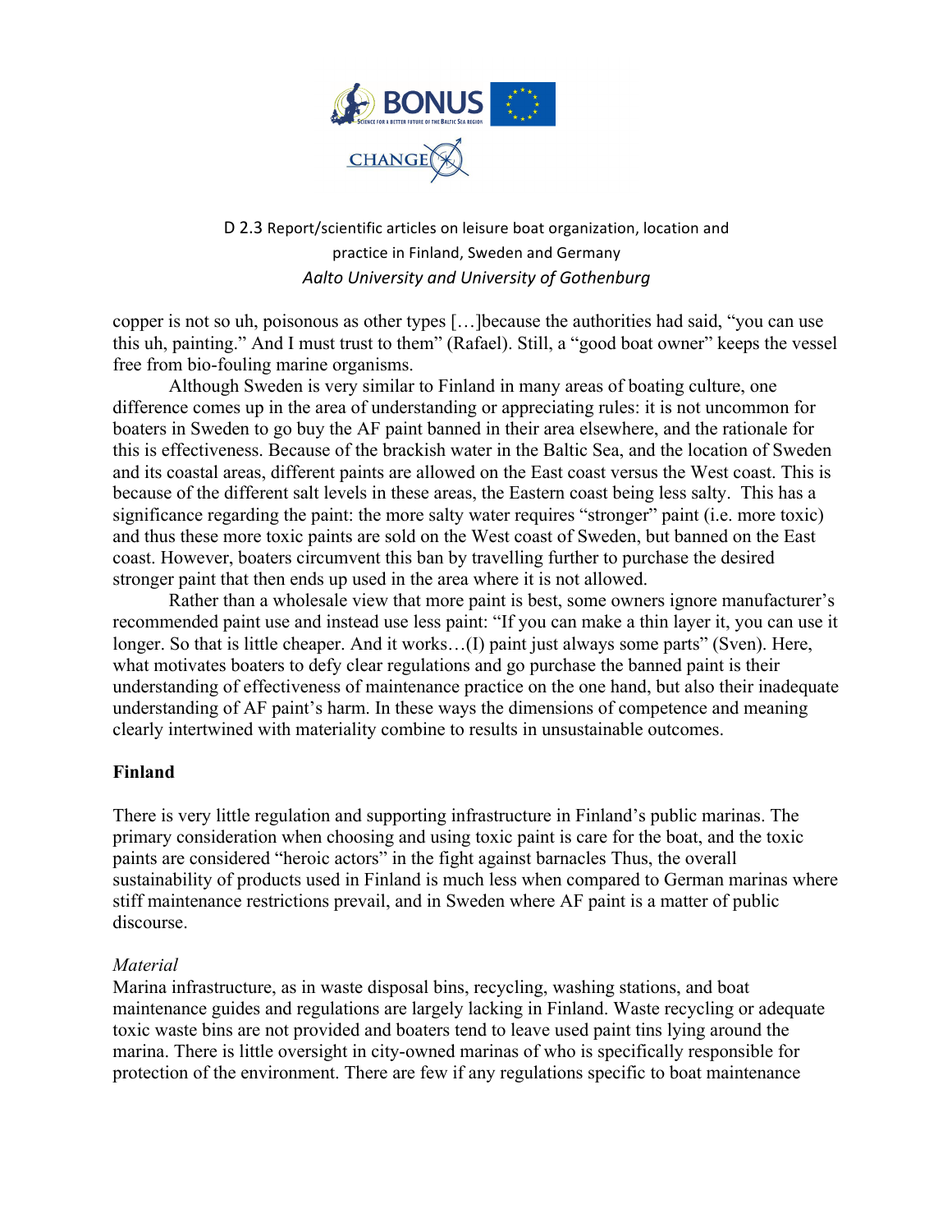copper is not so uh, poisonous as other types […]because the authorities had said, "you can use this uh, painting." And I must trust to them" (Rafael). Still, a "good boat owner" keeps the vessel free from bio-fouling marine organisms.

Although Sweden is very similar to Finland in many areas of boating culture, one difference comes up in the area of understanding or appreciating rules: it is not uncommon for boaters in Sweden to go buy the AF paint banned in their area elsewhere, and the rationale for this is effectiveness. Because of the brackish water in the Baltic Sea, and the location of Sweden and its coastal areas, different paints are allowed on the East coast versus the West coast. This is because of the different salt levels in these areas, the Eastern coast being less salty. This has a significance regarding the paint: the more salty water requires "stronger" paint (i.e. more toxic) and thus these more toxic paints are sold on the West coast of Sweden, but banned on the East coast. However, boaters circumvent this ban by travelling further to purchase the desired stronger paint that then ends up used in the area where it is not allowed.

Rather than a wholesale view that more paint is best, some owners ignore manufacturer's recommended paint use and instead use less paint: "If you can make a thin layer it, you can use it longer. So that is little cheaper. And it works…(I) paint just always some parts" (Sven). Here, what motivates boaters to defy clear regulations and go purchase the banned paint is their understanding of effectiveness of maintenance practice on the one hand, but also their inadequate understanding of AF paint's harm. In these ways the dimensions of competence and meaning clearly intertwined with materiality combine to results in unsustainable outcomes.

**Finland**

There is very little regulation and supporting infrastructure in Finland's public marinas. The primary consideration when choosing and using toxic paint is care for the boat, and the toxic paints are considered "heroic actors" in the fight against barnacles Thus, the overall sustainability of products used in Finland is much less when compared to German marinas where stiff maintenance restrictions prevail, and in Sweden where AF paint is a matter of public discourse.

*Material*

Marina infrastructure, as in waste disposal bins, recycling, washing stations, and boat maintenance guides and regulations are largely lacking in Finland. Waste recycling or adequate toxic waste bins are not provided and boaters tend to leave used paint tins lying around the marina. There is little oversight in city-owned marinas of who is specifically responsible for protection of the environment. There are few if any regulations specific to boat maintenance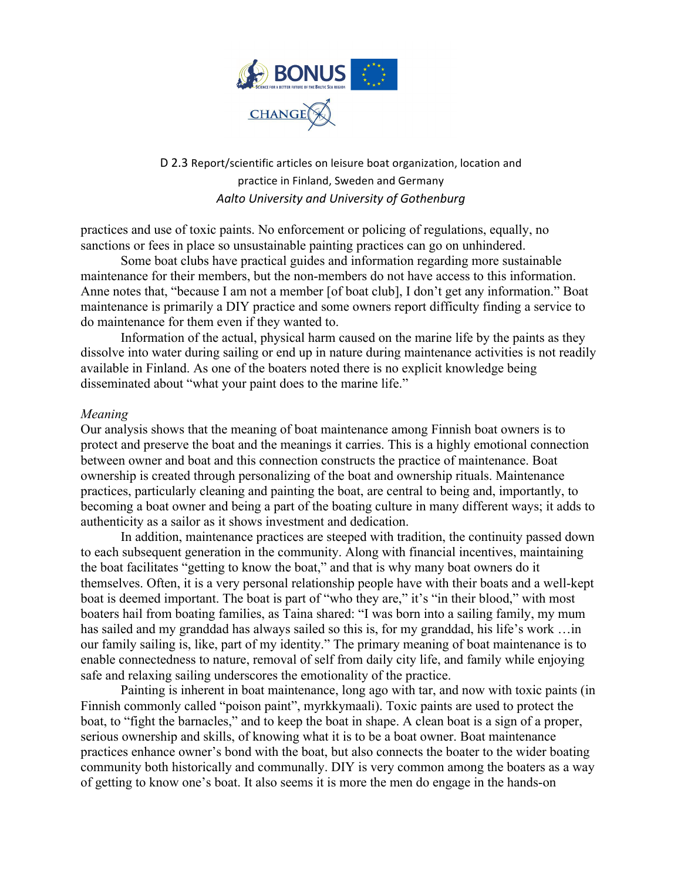practices and use of toxic paints. No enforcement or policing of regulations, equally, no sanctions or fees in place so unsustainable painting practices can go on unhindered.

Some boat clubs have practical guides and information regarding more sustainable maintenance for their members, but the non-members do not have access to this information. Anne notes that, "because I am not a member [of boat club], I don't get any information." Boat maintenance is primarily a DIY practice and some owners report difficulty finding a service to do maintenance for them even if they wanted to.

Information of the actual, physical harm caused on the marine life by the paints as they dissolve into water during sailing or end up in nature during maintenance activities is not readily available in Finland. As one of the boaters noted there is no explicit knowledge being disseminated about "what your paint does to the marine life."

*Meaning*

Our analysis shows that the meaning of boat maintenance among Finnish boat owners is to protect and preserve the boat and the meanings it carries. This is a highly emotional connection between owner and boat and this connection constructs the practice of maintenance. Boat ownership is created through personalizing of the boat and ownership rituals. Maintenance practices, particularly cleaning and painting the boat, are central to being and, importantly, to becoming a boat owner and being a part of the boating culture in many different ways; it adds to authenticity as a sailor as it shows investment and dedication.

In addition, maintenance practices are steeped with tradition, the continuity passed down to each subsequent generation in the community. Along with financial incentives, maintaining the boat facilitates "getting to know the boat," and that is why many boat owners do it themselves. Often, it is a very personal relationship people have with their boats and a well-kept boat is deemed important. The boat is part of "who they are," it's "in their blood," with most boaters hail from boating families, as Taina shared: "I was born into a sailing family, my mum has sailed and my granddad has always sailed so this is, for my granddad, his life's work …in our family sailing is, like, part of my identity." The primary meaning of boat maintenance is to enable connectedness to nature, removal of self from daily city life, and family while enjoying safe and relaxing sailing underscores the emotionality of the practice.

Painting is inherent in boat maintenance, long ago with tar, and now with toxic paints (in Finnish commonly called "poison paint", myrkkymaali). Toxic paints are used to protect the boat, to "fight the barnacles," and to keep the boat in shape. A clean boat is a sign of a proper, serious ownership and skills, of knowing what it is to be a boat owner. Boat maintenance practices enhance owner's bond with the boat, but also connects the boater to the wider boating community both historically and communally. DIY is very common among the boaters as a way of getting to know one's boat. It also seems it is more the men do engage in the hands-on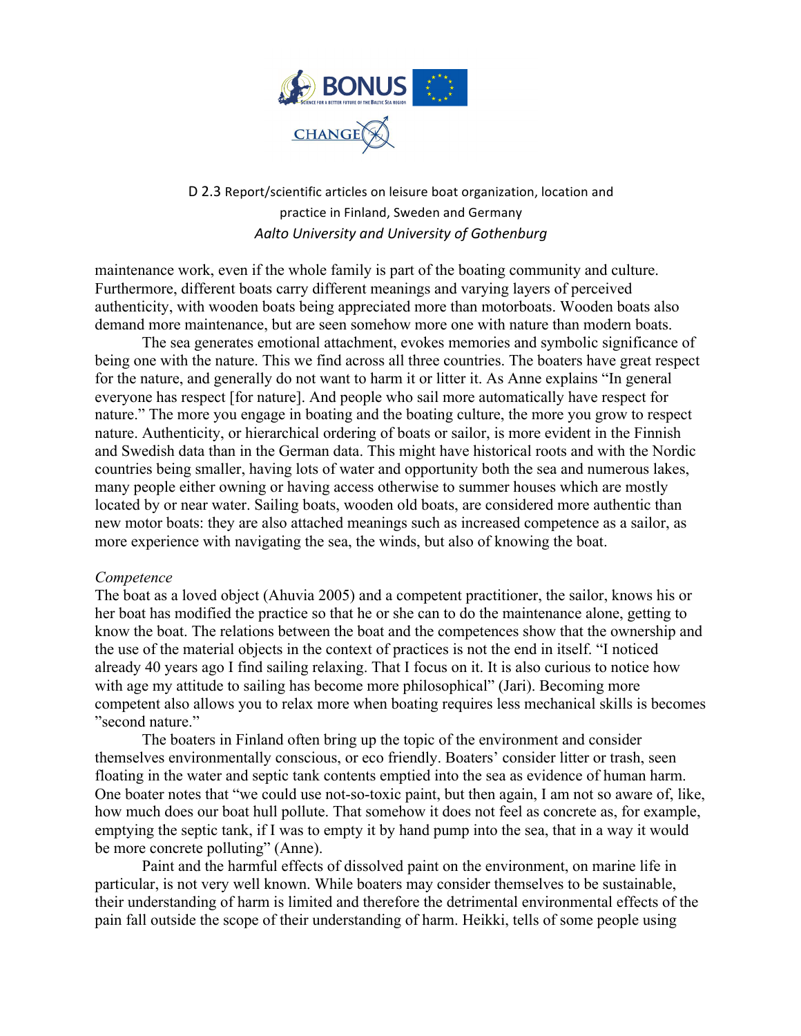maintenance work, even if the whole family is part of the boating community and culture. Furthermore, different boats carry different meanings and varying layers of perceived authenticity, with wooden boats being appreciated more than motorboats. Wooden boats also demand more maintenance, but are seen somehow more one with nature than modern boats.

The sea generates emotional attachment, evokes memories and symbolic significance of being one with the nature. This we find across all three countries. The boaters have great respect for the nature, and generally do not want to harm it or litter it. As Anne explains "In general everyone has respect [for nature]. And people who sail more automatically have respect for nature." The more you engage in boating and the boating culture, the more you grow to respect nature. Authenticity, or hierarchical ordering of boats or sailor, is more evident in the Finnish and Swedish data than in the German data. This might have historical roots and with the Nordic countries being smaller, having lots of water and opportunity both the sea and numerous lakes, many people either owning or having access otherwise to summer houses which are mostly located by or near water. Sailing boats, wooden old boats, are considered more authentic than new motor boats: they are also attached meanings such as increased competence as a sailor, as more experience with navigating the sea, the winds, but also of knowing the boat.

*Competence*

The boat as a loved object (Ahuvia 2005) and a competent practitioner, the sailor, knows his or her boat has modified the practice so that he or she can to do the maintenance alone, getting to know the boat. The relations between the boat and the competences show that the ownership and the use of the material objects in the context of practices is not the end in itself. "I noticed already 40 years ago I find sailing relaxing. That I focus on it. It is also curious to notice how with age my attitude to sailing has become more philosophical" (Jari). Becoming more competent also allows you to relax more when boating requires less mechanical skills is becomes "second nature."

The boaters in Finland often bring up the topic of the environment and consider themselves environmentally conscious, or eco friendly. Boaters' consider litter or trash, seen floating in the water and septic tank contents emptied into the sea as evidence of human harm. One boater notes that "we could use not-so-toxic paint, but then again, I am not so aware of, like, how much does our boat hull pollute. That somehow it does not feel as concrete as, for example, emptying the septic tank, if I was to empty it by hand pump into the sea, that in a way it would be more concrete polluting" (Anne).

Paint and the harmful effects of dissolved paint on the environment, on marine life in particular, is not very well known. While boaters may consider themselves to be sustainable, their understanding of harm is limited and therefore the detrimental environmental effects of the pain fall outside the scope of their understanding of harm. Heikki, tells of some people using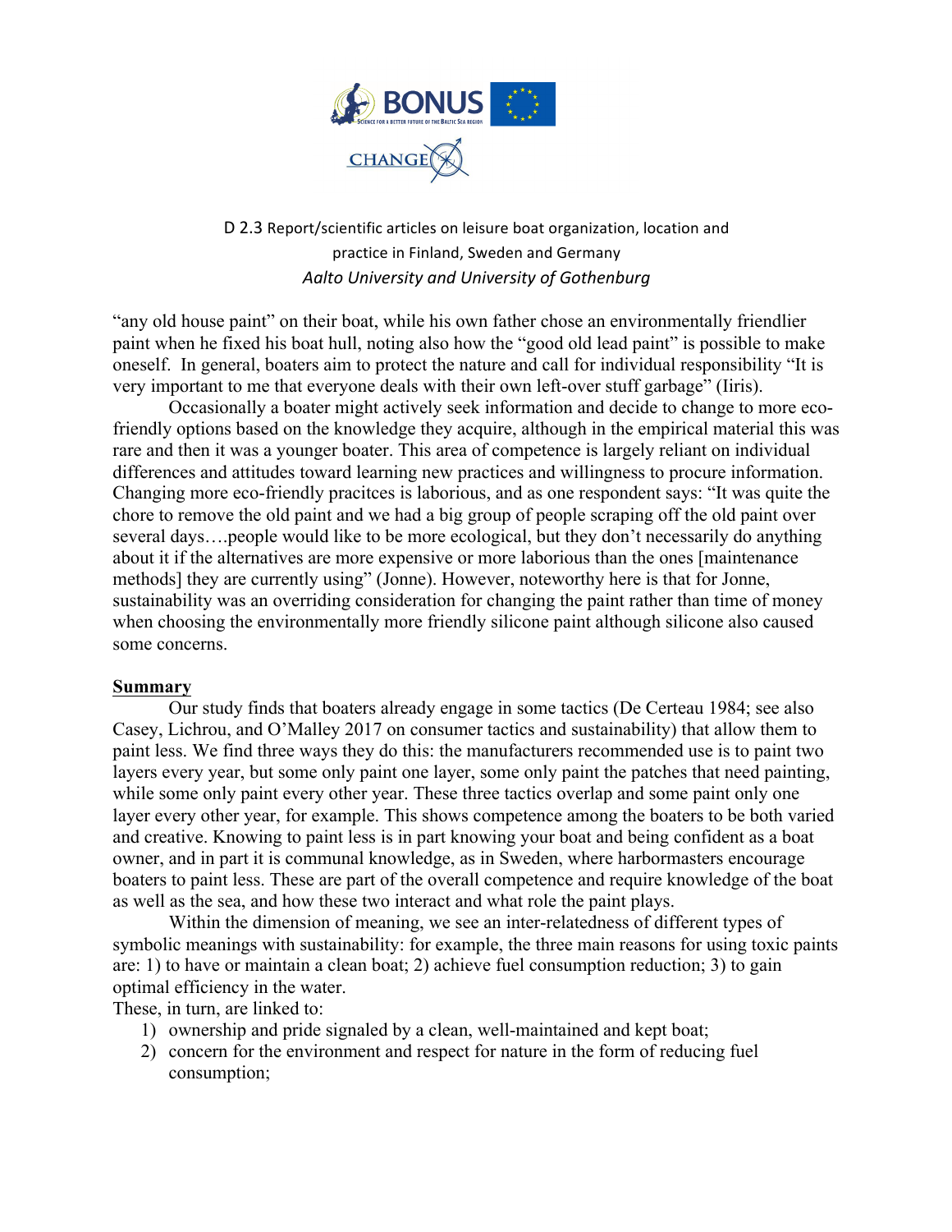"any old house paint" on their boat, while his own father chose an environmentally friendlier paint when he fixed his boat hull, noting also how the "good old lead paint" is possible to make oneself. In general, boaters aim to protect the nature and call for individual responsibility "It is very important to me that everyone deals with their own left-over stuff garbage" (Iiris).

Occasionally a boater might actively seek information and decide to change to more eco-friendly options based on the knowledge they acquire, although in the empirical material this was rare and then it was a younger boater. This area of competence is largely reliant on individual differences and attitudes toward learning new practices and willingness to procure information. Changing more eco-friendly pracitces is laborious, and as one respondent says: "It was quite the chore to remove the old paint and we had a big group of people scraping off the old paint over several days….people would like to be more ecological, but they don't necessarily do anything about it if the alternatives are more expensive or more laborious than the ones [maintenance methods] they are currently using" (Jonne). However, noteworthy here is that for Jonne, sustainability was an overriding consideration for changing the paint rather than time of money when choosing the environmentally more friendly silicone paint although silicone also caused some concerns.

## Summary

Our study finds that boaters already engage in some tactics (De Certeau 1984; see also Casey, Lichrou, and O'Malley 2017 on consumer tactics and sustainability) that allow them to paint less. We find three ways they do this: the manufacturers recommended use is to paint two layers every year, but some only paint one layer, some only paint the patches that need painting, while some only paint every other year. These three tactics overlap and some paint only one layer every other year, for example. This shows competence among the boaters to be both varied and creative. Knowing to paint less is in part knowing your boat and being confident as a boat owner, and in part it is communal knowledge, as in Sweden, where harbormasters encourage boaters to paint less. These are part of the overall competence and require knowledge of the boat as well as the sea, and how these two interact and what role the paint plays.

Within the dimension of meaning, we see an inter-relatedness of different types of symbolic meanings with sustainability: for example, the three main reasons for using toxic paints are: 1) to have or maintain a clean boat; 2) achieve fuel consumption reduction; 3) to gain optimal efficiency in the water.

These, in turn, are linked to:

1) ownership and pride signaled by a clean, well-maintained and kept boat;
2) concern for the environment and respect for nature in the form of reducing fuel consumption;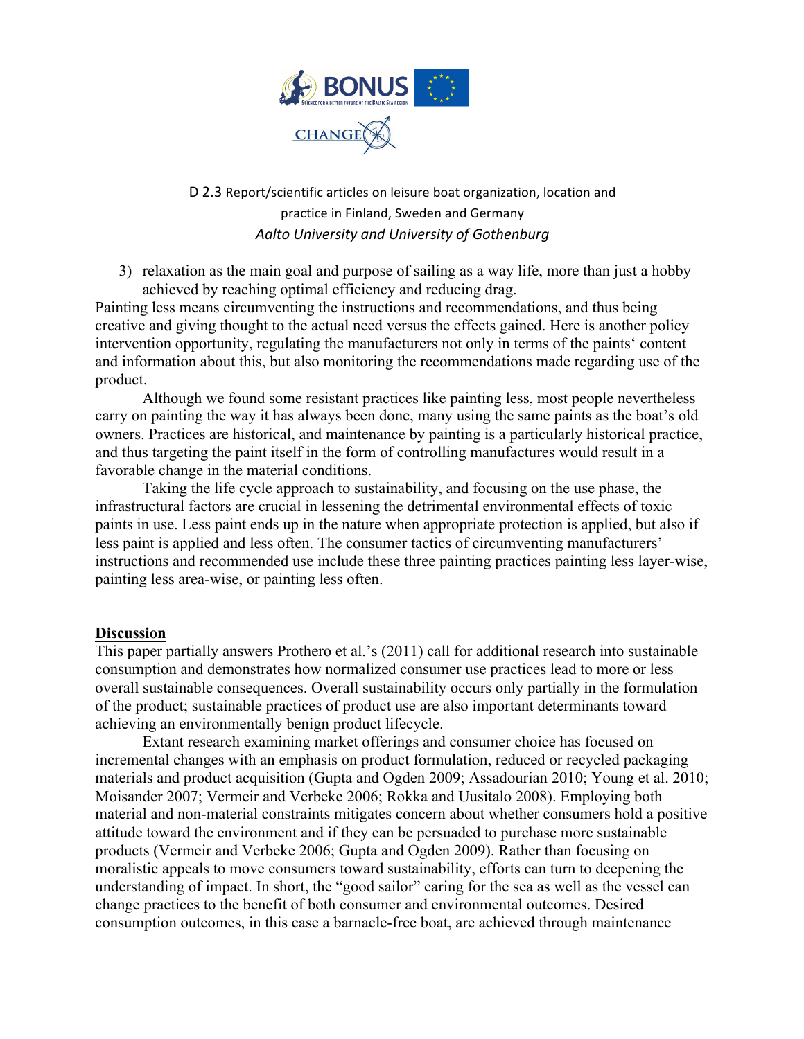3) relaxation as the main goal and purpose of sailing as a way life, more than just a hobby achieved by reaching optimal efficiency and reducing drag.

Painting less means circumventing the instructions and recommendations, and thus being creative and giving thought to the actual need versus the effects gained. Here is another policy intervention opportunity, regulating the manufacturers not only in terms of the paints' content and information about this, but also monitoring the recommendations made regarding use of the product.

Although we found some resistant practices like painting less, most people nevertheless carry on painting the way it has always been done, many using the same paints as the boat's old owners. Practices are historical, and maintenance by painting is a particularly historical practice, and thus targeting the paint itself in the form of controlling manufactures would result in a favorable change in the material conditions.

Taking the life cycle approach to sustainability, and focusing on the use phase, the infrastructural factors are crucial in lessening the detrimental environmental effects of toxic paints in use. Less paint ends up in the nature when appropriate protection is applied, but also if less paint is applied and less often. The consumer tactics of circumventing manufacturers' instructions and recommended use include these three painting practices painting less layer-wise, painting less area-wise, or painting less often.

## Discussion

This paper partially answers Prothero et al.'s (2011) call for additional research into sustainable consumption and demonstrates how normalized consumer use practices lead to more or less overall sustainable consequences. Overall sustainability occurs only partially in the formulation of the product; sustainable practices of product use are also important determinants toward achieving an environmentally benign product lifecycle.

Extant research examining market offerings and consumer choice has focused on incremental changes with an emphasis on product formulation, reduced or recycled packaging materials and product acquisition (Gupta and Ogden 2009; Assadourian 2010; Young et al. 2010; Moisander 2007; Vermeir and Verbeke 2006; Rokka and Uusitalo 2008). Employing both material and non-material constraints mitigates concern about whether consumers hold a positive attitude toward the environment and if they can be persuaded to purchase more sustainable products (Vermeir and Verbeke 2006; Gupta and Ogden 2009). Rather than focusing on moralistic appeals to move consumers toward sustainability, efforts can turn to deepening the understanding of impact. In short, the "good sailor" caring for the sea as well as the vessel can change practices to the benefit of both consumer and environmental outcomes. Desired consumption outcomes, in this case a barnacle-free boat, are achieved through maintenance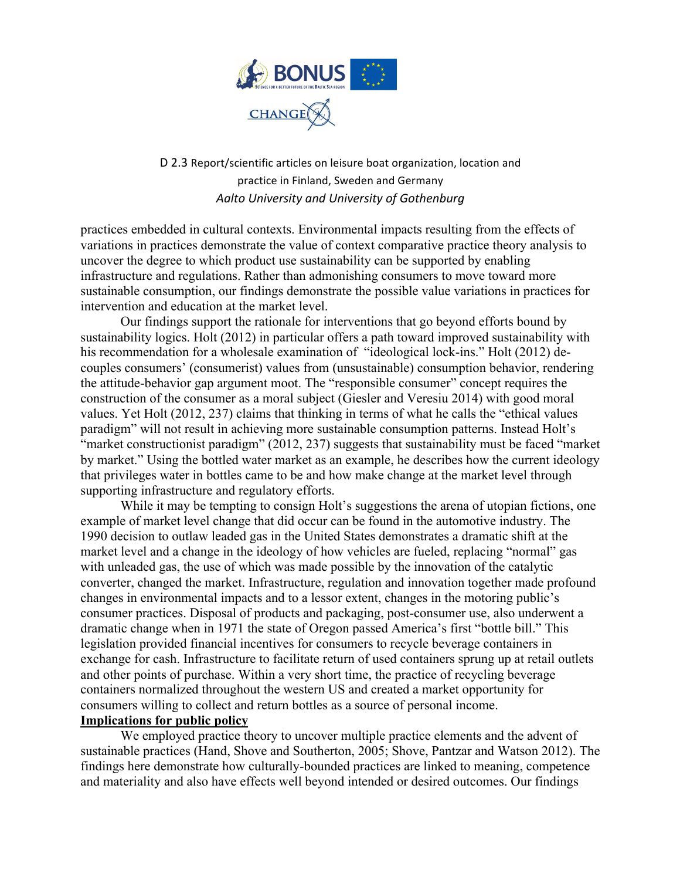practices embedded in cultural contexts. Environmental impacts resulting from the effects of variations in practices demonstrate the value of context comparative practice theory analysis to uncover the degree to which product use sustainability can be supported by enabling infrastructure and regulations. Rather than admonishing consumers to move toward more sustainable consumption, our findings demonstrate the possible value variations in practices for intervention and education at the market level.

Our findings support the rationale for interventions that go beyond efforts bound by sustainability logics. Holt (2012) in particular offers a path toward improved sustainability with his recommendation for a wholesale examination of "ideological lock-ins." Holt (2012) de-couples consumers' (consumerist) values from (unsustainable) consumption behavior, rendering the attitude-behavior gap argument moot. The "responsible consumer" concept requires the construction of the consumer as a moral subject (Giesler and Veresiu 2014) with good moral values. Yet Holt (2012, 237) claims that thinking in terms of what he calls the "ethical values paradigm" will not result in achieving more sustainable consumption patterns. Instead Holt's "market constructionist paradigm" (2012, 237) suggests that sustainability must be faced "market by market." Using the bottled water market as an example, he describes how the current ideology that privileges water in bottles came to be and how make change at the market level through supporting infrastructure and regulatory efforts.

While it may be tempting to consign Holt's suggestions the arena of utopian fictions, one example of market level change that did occur can be found in the automotive industry. The 1990 decision to outlaw leaded gas in the United States demonstrates a dramatic shift at the market level and a change in the ideology of how vehicles are fueled, replacing "normal" gas with unleaded gas, the use of which was made possible by the innovation of the catalytic converter, changed the market. Infrastructure, regulation and innovation together made profound changes in environmental impacts and to a lessor extent, changes in the motoring public's consumer practices. Disposal of products and packaging, post-consumer use, also underwent a dramatic change when in 1971 the state of Oregon passed America's first "bottle bill." This legislation provided financial incentives for consumers to recycle beverage containers in exchange for cash. Infrastructure to facilitate return of used containers sprung up at retail outlets and other points of purchase. Within a very short time, the practice of recycling beverage containers normalized throughout the western US and created a market opportunity for consumers willing to collect and return bottles as a source of personal income.

**Implications for public policy**

We employed practice theory to uncover multiple practice elements and the advent of sustainable practices (Hand, Shove and Southerton, 2005; Shove, Pantzar and Watson 2012). The findings here demonstrate how culturally-bounded practices are linked to meaning, competence and materiality and also have effects well beyond intended or desired outcomes. Our findings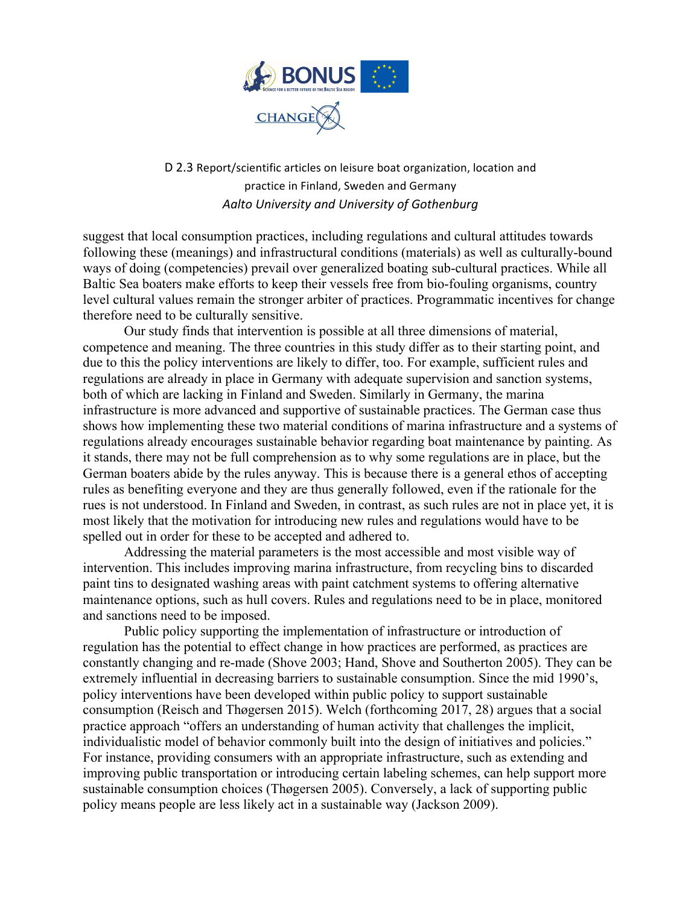suggest that local consumption practices, including regulations and cultural attitudes towards following these (meanings) and infrastructural conditions (materials) as well as culturally-bound ways of doing (competencies) prevail over generalized boating sub-cultural practices. While all Baltic Sea boaters make efforts to keep their vessels free from bio-fouling organisms, country level cultural values remain the stronger arbiter of practices. Programmatic incentives for change therefore need to be culturally sensitive.

Our study finds that intervention is possible at all three dimensions of material, competence and meaning. The three countries in this study differ as to their starting point, and due to this the policy interventions are likely to differ, too. For example, sufficient rules and regulations are already in place in Germany with adequate supervision and sanction systems, both of which are lacking in Finland and Sweden. Similarly in Germany, the marina infrastructure is more advanced and supportive of sustainable practices. The German case thus shows how implementing these two material conditions of marina infrastructure and a systems of regulations already encourages sustainable behavior regarding boat maintenance by painting. As it stands, there may not be full comprehension as to why some regulations are in place, but the German boaters abide by the rules anyway. This is because there is a general ethos of accepting rules as benefiting everyone and they are thus generally followed, even if the rationale for the rues is not understood. In Finland and Sweden, in contrast, as such rules are not in place yet, it is most likely that the motivation for introducing new rules and regulations would have to be spelled out in order for these to be accepted and adhered to.

Addressing the material parameters is the most accessible and most visible way of intervention. This includes improving marina infrastructure, from recycling bins to discarded paint tins to designated washing areas with paint catchment systems to offering alternative maintenance options, such as hull covers. Rules and regulations need to be in place, monitored and sanctions need to be imposed.

Public policy supporting the implementation of infrastructure or introduction of regulation has the potential to effect change in how practices are performed, as practices are constantly changing and re-made (Shove 2003; Hand, Shove and Southerton 2005). They can be extremely influential in decreasing barriers to sustainable consumption. Since the mid 1990's, policy interventions have been developed within public policy to support sustainable consumption (Reisch and Thøgersen 2015). Welch (forthcoming 2017, 28) argues that a social practice approach "offers an understanding of human activity that challenges the implicit, individualistic model of behavior commonly built into the design of initiatives and policies." For instance, providing consumers with an appropriate infrastructure, such as extending and improving public transportation or introducing certain labeling schemes, can help support more sustainable consumption choices (Thøgersen 2005). Conversely, a lack of supporting public policy means people are less likely act in a sustainable way (Jackson 2009).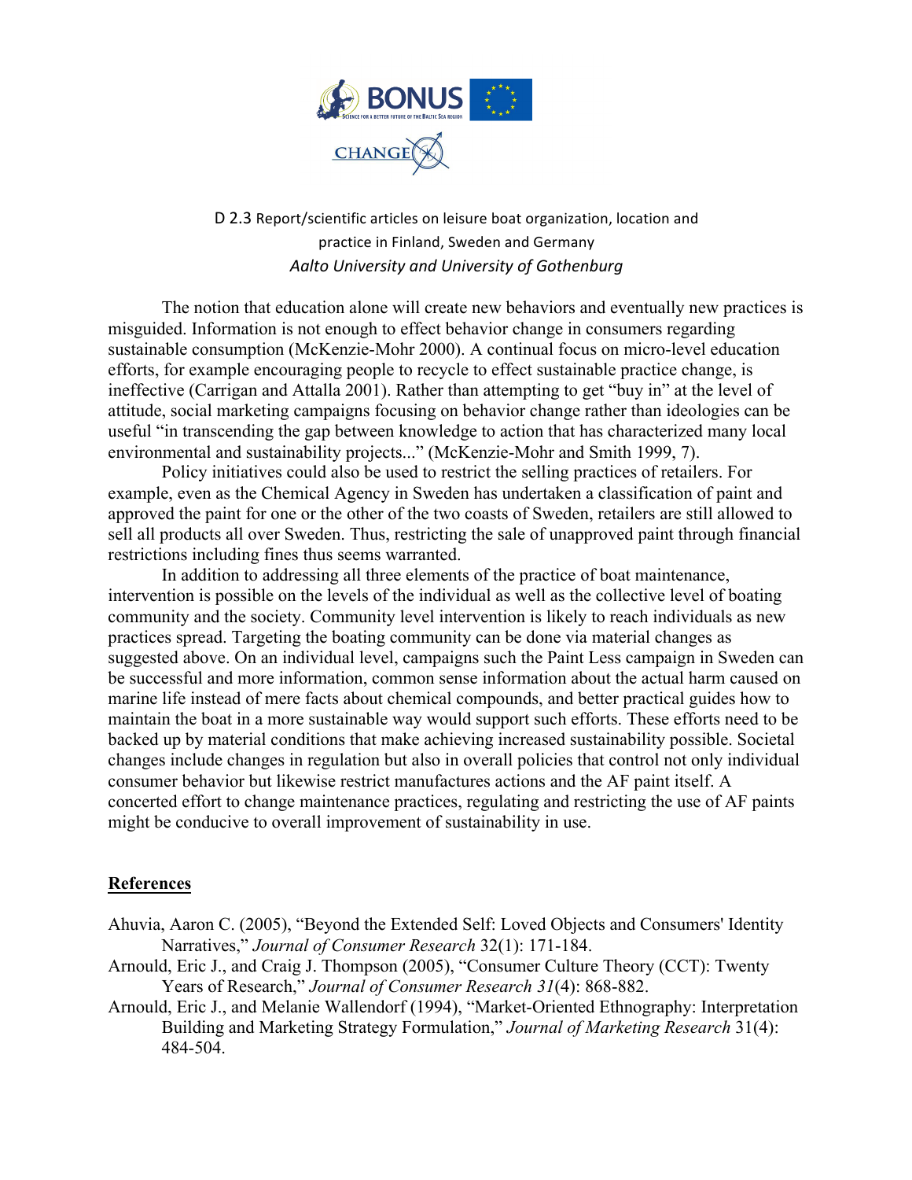D 2.3 Report/scientific articles on leisure boat organization, location and practice in Finland, Sweden and Germany
*Aalto University and University of Gothenburg*

The notion that education alone will create new behaviors and eventually new practices is misguided. Information is not enough to effect behavior change in consumers regarding sustainable consumption (McKenzie-Mohr 2000). A continual focus on micro-level education efforts, for example encouraging people to recycle to effect sustainable practice change, is ineffective (Carrigan and Attalla 2001). Rather than attempting to get "buy in" at the level of attitude, social marketing campaigns focusing on behavior change rather than ideologies can be useful "in transcending the gap between knowledge to action that has characterized many local environmental and sustainability projects..." (McKenzie-Mohr and Smith 1999, 7).

Policy initiatives could also be used to restrict the selling practices of retailers. For example, even as the Chemical Agency in Sweden has undertaken a classification of paint and approved the paint for one or the other of the two coasts of Sweden, retailers are still allowed to sell all products all over Sweden. Thus, restricting the sale of unapproved paint through financial restrictions including fines thus seems warranted.

In addition to addressing all three elements of the practice of boat maintenance, intervention is possible on the levels of the individual as well as the collective level of boating community and the society. Community level intervention is likely to reach individuals as new practices spread. Targeting the boating community can be done via material changes as suggested above. On an individual level, campaigns such the Paint Less campaign in Sweden can be successful and more information, common sense information about the actual harm caused on marine life instead of mere facts about chemical compounds, and better practical guides how to maintain the boat in a more sustainable way would support such efforts. These efforts need to be backed up by material conditions that make achieving increased sustainability possible. Societal changes include changes in regulation but also in overall policies that control not only individual consumer behavior but likewise restrict manufactures actions and the AF paint itself. A concerted effort to change maintenance practices, regulating and restricting the use of AF paints might be conducive to overall improvement of sustainability in use.

## References

Ahuvia, Aaron C. (2005), "Beyond the Extended Self: Loved Objects and Consumers' Identity Narratives," *Journal of Consumer Research* 32(1): 171-184.

Arnould, Eric J., and Craig J. Thompson (2005), "Consumer Culture Theory (CCT): Twenty Years of Research," *Journal of Consumer Research 31*(4): 868-882.

Arnould, Eric J., and Melanie Wallendorf (1994), "Market-Oriented Ethnography: Interpretation Building and Marketing Strategy Formulation," *Journal of Marketing Research* 31(4): 484-504.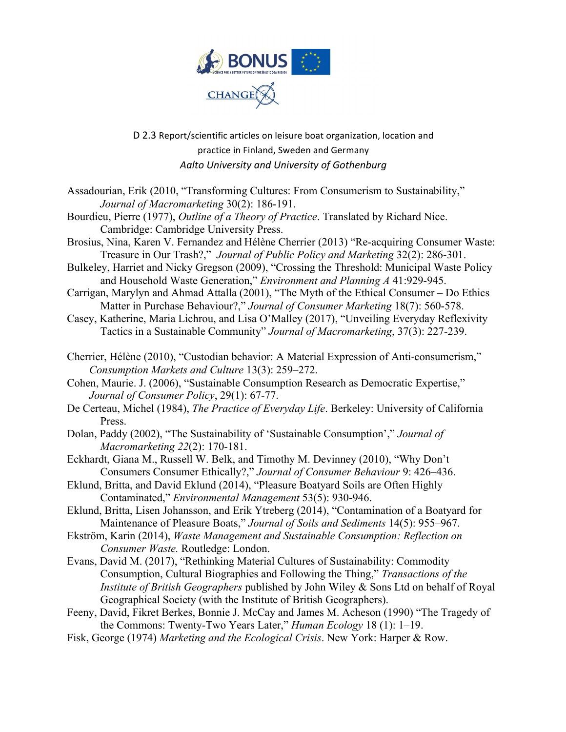D 2.3 Report/scientific articles on leisure boat organization, location and practice in Finland, Sweden and Germany

*Aalto University and University of Gothenburg*

Assadourian, Erik (2010, "Transforming Cultures: From Consumerism to Sustainability," *Journal of Macromarketing* 30(2): 186-191.

Bourdieu, Pierre (1977), *Outline of a Theory of Practice*. Translated by Richard Nice. Cambridge: Cambridge University Press.

Brosius, Nina, Karen V. Fernandez and Hélène Cherrier (2013) "Re-acquiring Consumer Waste: Treasure in Our Trash?," *Journal of Public Policy and Marketing* 32(2): 286-301.

Bulkeley, Harriet and Nicky Gregson (2009), "Crossing the Threshold: Municipal Waste Policy and Household Waste Generation," *Environment and Planning A* 41:929-945.

Carrigan, Marylyn and Ahmad Attalla (2001), "The Myth of the Ethical Consumer – Do Ethics Matter in Purchase Behaviour?," *Journal of Consumer Marketing* 18(7): 560-578.

Casey, Katherine, Maria Lichrou, and Lisa O'Malley (2017), "Unveiling Everyday Reflexivity Tactics in a Sustainable Community" *Journal of Macromarketing*, 37(3): 227-239.

Cherrier, Hélène (2010), "Custodian behavior: A Material Expression of Anti-consumerism," *Consumption Markets and Culture* 13(3): 259–272.

Cohen, Maurie. J. (2006), "Sustainable Consumption Research as Democratic Expertise," *Journal of Consumer Policy*, 29(1): 67-77.

De Certeau, Michel (1984), *The Practice of Everyday Life*. Berkeley: University of California Press.

Dolan, Paddy (2002), "The Sustainability of 'Sustainable Consumption'," *Journal of Macromarketing 22*(2): 170-181.

Eckhardt, Giana M., Russell W. Belk, and Timothy M. Devinney (2010), "Why Don't Consumers Consumer Ethically?," *Journal of Consumer Behaviour* 9: 426–436.

Eklund, Britta, and David Eklund (2014), "Pleasure Boatyard Soils are Often Highly Contaminated," *Environmental Management* 53(5): 930-946.

Eklund, Britta, Lisen Johansson, and Erik Ytreberg (2014), "Contamination of a Boatyard for Maintenance of Pleasure Boats," *Journal of Soils and Sediments* 14(5): 955–967.

Ekström, Karin (2014), *Waste Management and Sustainable Consumption: Reflection on Consumer Waste.* Routledge: London.

Evans, David M. (2017), "Rethinking Material Cultures of Sustainability: Commodity Consumption, Cultural Biographies and Following the Thing," *Transactions of the Institute of British Geographers* published by John Wiley & Sons Ltd on behalf of Royal Geographical Society (with the Institute of British Geographers).

Feeny, David, Fikret Berkes, Bonnie J. McCay and James M. Acheson (1990) "The Tragedy of the Commons: Twenty-Two Years Later," *Human Ecology* 18 (1): 1–19.

Fisk, George (1974) *Marketing and the Ecological Crisis*. New York: Harper & Row.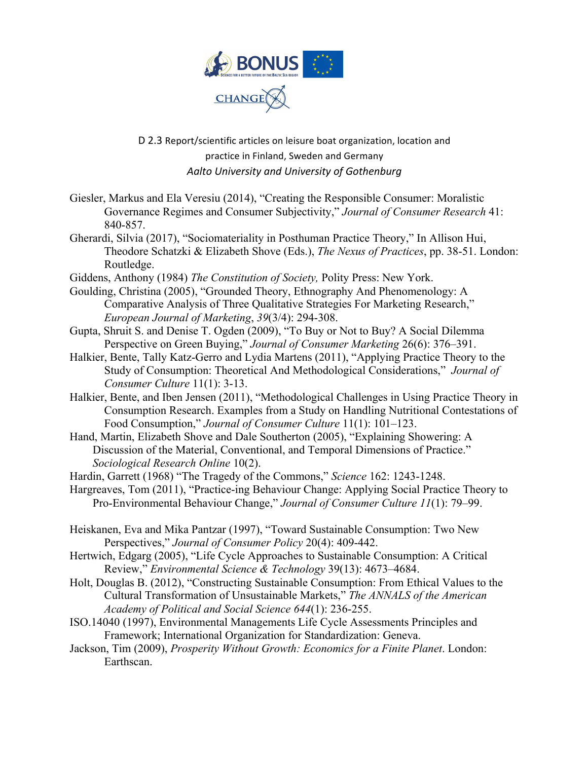Giesler, Markus and Ela Veresiu (2014), "Creating the Responsible Consumer: Moralistic Governance Regimes and Consumer Subjectivity," *Journal of Consumer Research* 41: 840-857.

Gherardi, Silvia (2017), "Sociomateriality in Posthuman Practice Theory," In Allison Hui, Theodore Schatzki & Elizabeth Shove (Eds.), *The Nexus of Practices*, pp. 38-51. London: Routledge.

Giddens, Anthony (1984) *The Constitution of Society,* Polity Press: New York.

Goulding, Christina (2005), "Grounded Theory, Ethnography And Phenomenology: A Comparative Analysis of Three Qualitative Strategies For Marketing Research," *European Journal of Marketing*, *39*(3/4): 294-308.

Gupta, Shruit S. and Denise T. Ogden (2009), "To Buy or Not to Buy? A Social Dilemma Perspective on Green Buying," *Journal of Consumer Marketing* 26(6): 376–391.

Halkier, Bente, Tally Katz-Gerro and Lydia Martens (2011), "Applying Practice Theory to the Study of Consumption: Theoretical And Methodological Considerations," *Journal of Consumer Culture* 11(1): 3-13.

Halkier, Bente, and Iben Jensen (2011), "Methodological Challenges in Using Practice Theory in Consumption Research. Examples from a Study on Handling Nutritional Contestations of Food Consumption," *Journal of Consumer Culture* 11(1): 101–123.

Hand, Martin, Elizabeth Shove and Dale Southerton (2005), "Explaining Showering: A Discussion of the Material, Conventional, and Temporal Dimensions of Practice." *Sociological Research Online* 10(2).

Hardin, Garrett (1968) "The Tragedy of the Commons," *Science* 162: 1243-1248.

Hargreaves, Tom (2011), "Practice-ing Behaviour Change: Applying Social Practice Theory to Pro-Environmental Behaviour Change," *Journal of Consumer Culture 11*(1): 79–99.

Heiskanen, Eva and Mika Pantzar (1997), "Toward Sustainable Consumption: Two New Perspectives," *Journal of Consumer Policy* 20(4): 409-442.

Hertwich, Edgarg (2005), "Life Cycle Approaches to Sustainable Consumption: A Critical Review," *Environmental Science & Technology* 39(13): 4673–4684.

Holt, Douglas B. (2012), "Constructing Sustainable Consumption: From Ethical Values to the Cultural Transformation of Unsustainable Markets," *The ANNALS of the American Academy of Political and Social Science 644*(1): 236-255.

ISO.14040 (1997), Environmental Managements Life Cycle Assessments Principles and Framework; International Organization for Standardization: Geneva.

Jackson, Tim (2009), *Prosperity Without Growth: Economics for a Finite Planet*. London: Earthscan.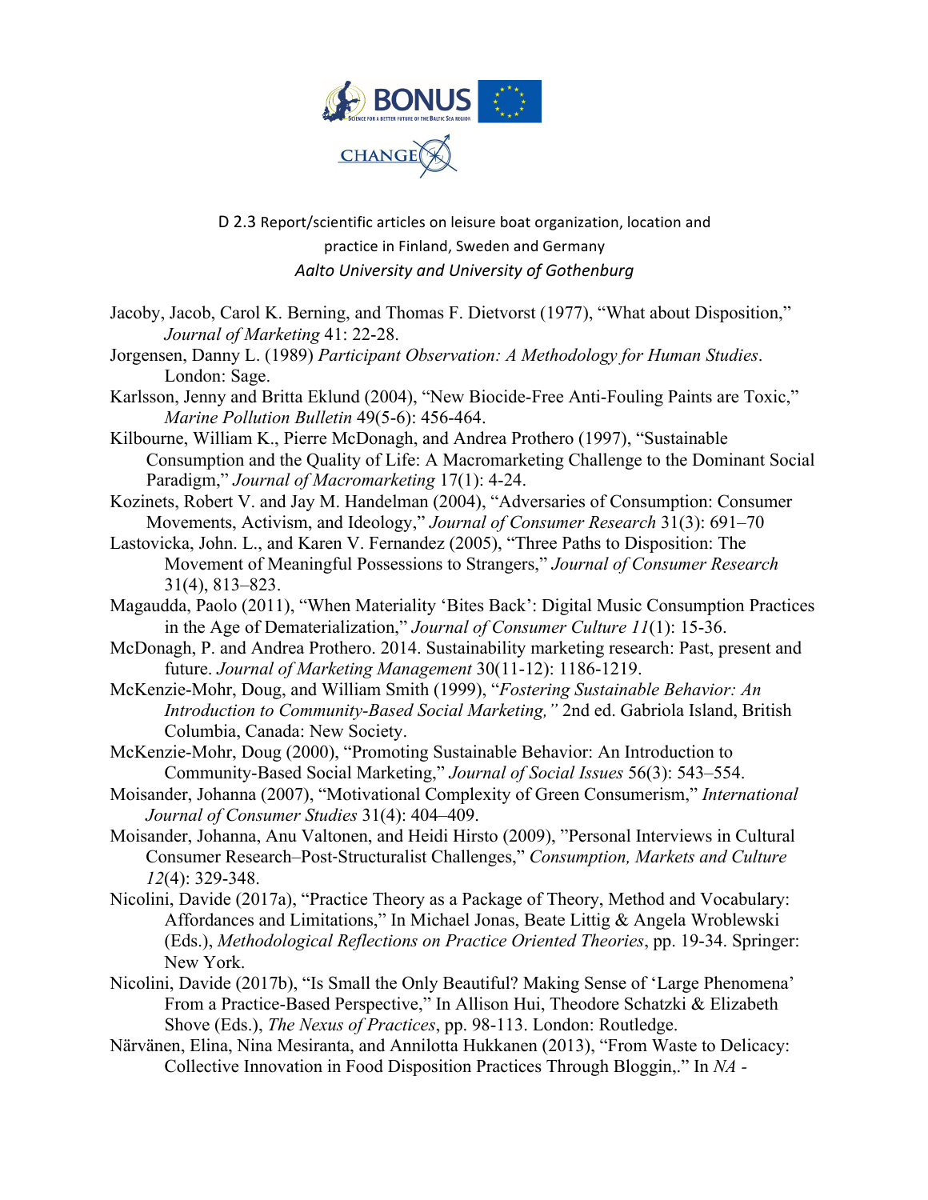Jacoby, Jacob, Carol K. Berning, and Thomas F. Dietvorst (1977), "What about Disposition," *Journal of Marketing* 41: 22-28.

Jorgensen, Danny L. (1989) *Participant Observation: A Methodology for Human Studies*. London: Sage.

Karlsson, Jenny and Britta Eklund (2004), "New Biocide-Free Anti-Fouling Paints are Toxic," *Marine Pollution Bulletin* 49(5-6): 456-464.

Kilbourne, William K., Pierre McDonagh, and Andrea Prothero (1997), "Sustainable Consumption and the Quality of Life: A Macromarketing Challenge to the Dominant Social Paradigm," *Journal of Macromarketing* 17(1): 4-24.

Kozinets, Robert V. and Jay M. Handelman (2004), "Adversaries of Consumption: Consumer Movements, Activism, and Ideology," *Journal of Consumer Research* 31(3): 691–70

Lastovicka, John. L., and Karen V. Fernandez (2005), "Three Paths to Disposition: The Movement of Meaningful Possessions to Strangers," *Journal of Consumer Research* 31(4), 813–823.

Magaudda, Paolo (2011), "When Materiality 'Bites Back': Digital Music Consumption Practices in the Age of Dematerialization," *Journal of Consumer Culture 11*(1): 15-36.

McDonagh, P. and Andrea Prothero. 2014. Sustainability marketing research: Past, present and future. *Journal of Marketing Management* 30(11-12): 1186-1219.

McKenzie-Mohr, Doug, and William Smith (1999), "*Fostering Sustainable Behavior: An Introduction to Community-Based Social Marketing,"* 2nd ed. Gabriola Island, British Columbia, Canada: New Society.

McKenzie-Mohr, Doug (2000), "Promoting Sustainable Behavior: An Introduction to Community-Based Social Marketing," *Journal of Social Issues* 56(3): 543–554.

Moisander, Johanna (2007), "Motivational Complexity of Green Consumerism," *International Journal of Consumer Studies* 31(4): 404–409.

Moisander, Johanna, Anu Valtonen, and Heidi Hirsto (2009), "Personal Interviews in Cultural Consumer Research–Post-Structuralist Challenges," *Consumption, Markets and Culture 12*(4): 329-348.

Nicolini, Davide (2017a), "Practice Theory as a Package of Theory, Method and Vocabulary: Affordances and Limitations," In Michael Jonas, Beate Littig & Angela Wroblewski (Eds.), *Methodological Reflections on Practice Oriented Theories*, pp. 19-34. Springer: New York.

Nicolini, Davide (2017b), "Is Small the Only Beautiful? Making Sense of 'Large Phenomena' From a Practice-Based Perspective," In Allison Hui, Theodore Schatzki & Elizabeth Shove (Eds.), *The Nexus of Practices*, pp. 98-113. London: Routledge.

Närvänen, Elina, Nina Mesiranta, and Annilotta Hukkanen (2013), "From Waste to Delicacy: Collective Innovation in Food Disposition Practices Through Bloggin,." In *NA -*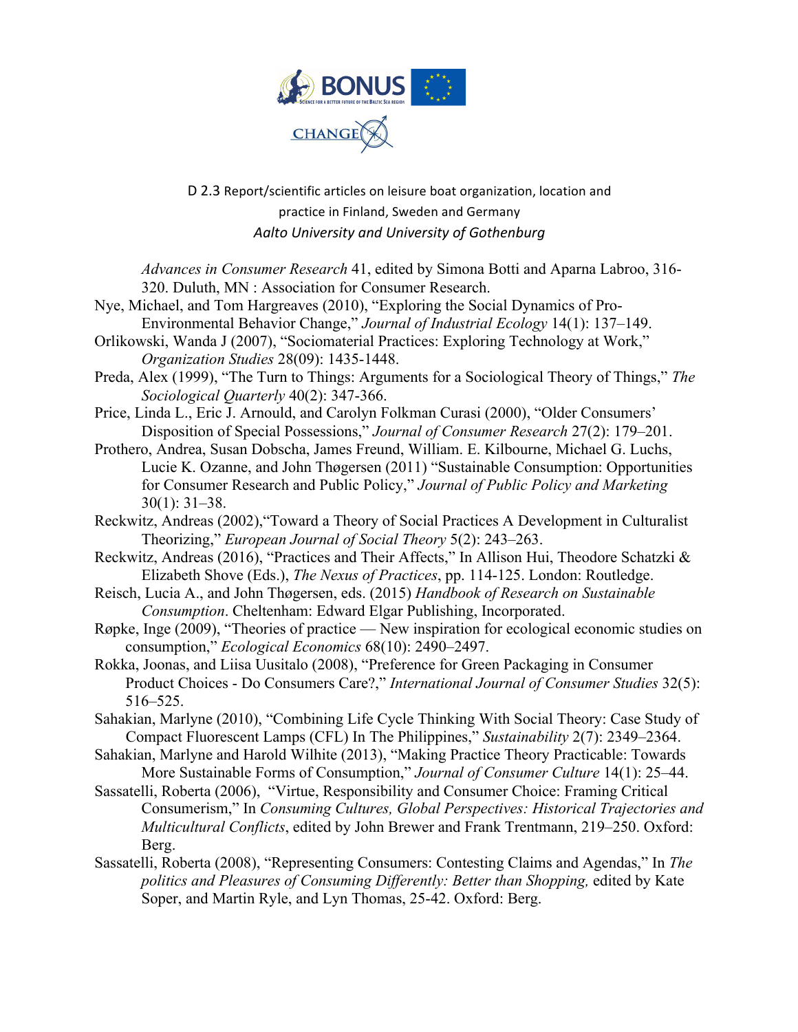*Advances in Consumer Research* 41, edited by Simona Botti and Aparna Labroo, 316-320. Duluth, MN : Association for Consumer Research.

Nye, Michael, and Tom Hargreaves (2010), "Exploring the Social Dynamics of Pro-Environmental Behavior Change," *Journal of Industrial Ecology* 14(1): 137–149.

Orlikowski, Wanda J (2007), "Sociomaterial Practices: Exploring Technology at Work," *Organization Studies* 28(09): 1435-1448.

Preda, Alex (1999), "The Turn to Things: Arguments for a Sociological Theory of Things," *The Sociological Quarterly* 40(2): 347-366.

Price, Linda L., Eric J. Arnould, and Carolyn Folkman Curasi (2000), "Older Consumers' Disposition of Special Possessions," *Journal of Consumer Research* 27(2): 179–201.

Prothero, Andrea, Susan Dobscha, James Freund, William. E. Kilbourne, Michael G. Luchs, Lucie K. Ozanne, and John Thøgersen (2011) "Sustainable Consumption: Opportunities for Consumer Research and Public Policy," *Journal of Public Policy and Marketing* 30(1): 31–38.

Reckwitz, Andreas (2002),"Toward a Theory of Social Practices A Development in Culturalist Theorizing," *European Journal of Social Theory* 5(2): 243–263.

Reckwitz, Andreas (2016), "Practices and Their Affects," In Allison Hui, Theodore Schatzki & Elizabeth Shove (Eds.), *The Nexus of Practices*, pp. 114-125. London: Routledge.

Reisch, Lucia A., and John Thøgersen, eds. (2015) *Handbook of Research on Sustainable Consumption*. Cheltenham: Edward Elgar Publishing, Incorporated.

Røpke, Inge (2009), "Theories of practice — New inspiration for ecological economic studies on consumption," *Ecological Economics* 68(10): 2490–2497.

Rokka, Joonas, and Liisa Uusitalo (2008), "Preference for Green Packaging in Consumer Product Choices - Do Consumers Care?," *International Journal of Consumer Studies* 32(5): 516–525.

Sahakian, Marlyne (2010), "Combining Life Cycle Thinking With Social Theory: Case Study of Compact Fluorescent Lamps (CFL) In The Philippines," *Sustainability* 2(7): 2349–2364.

Sahakian, Marlyne and Harold Wilhite (2013), "Making Practice Theory Practicable: Towards More Sustainable Forms of Consumption," *Journal of Consumer Culture* 14(1): 25–44.

Sassatelli, Roberta (2006), "Virtue, Responsibility and Consumer Choice: Framing Critical Consumerism," In *Consuming Cultures, Global Perspectives: Historical Trajectories and Multicultural Conflicts*, edited by John Brewer and Frank Trentmann, 219–250. Oxford: Berg.

Sassatelli, Roberta (2008), "Representing Consumers: Contesting Claims and Agendas," In *The politics and Pleasures of Consuming Differently: Better than Shopping,* edited by Kate Soper, and Martin Ryle, and Lyn Thomas, 25-42. Oxford: Berg.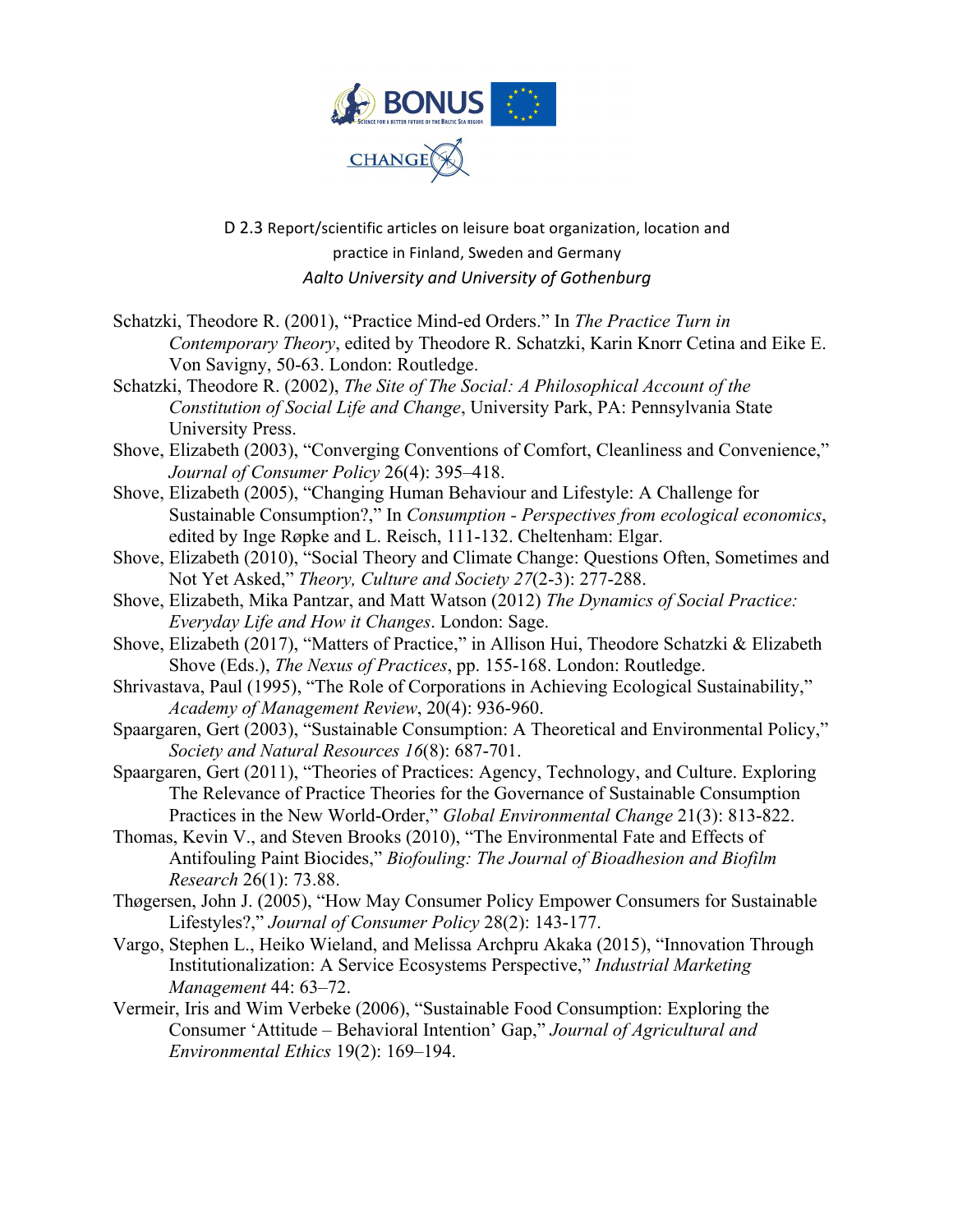Schatzki, Theodore R. (2001), "Practice Mind-ed Orders." In *The Practice Turn in Contemporary Theory*, edited by Theodore R. Schatzki, Karin Knorr Cetina and Eike E. Von Savigny, 50-63. London: Routledge.

Schatzki, Theodore R. (2002), *The Site of The Social: A Philosophical Account of the Constitution of Social Life and Change*, University Park, PA: Pennsylvania State University Press.

Shove, Elizabeth (2003), "Converging Conventions of Comfort, Cleanliness and Convenience," *Journal of Consumer Policy* 26(4): 395–418.

Shove, Elizabeth (2005), "Changing Human Behaviour and Lifestyle: A Challenge for Sustainable Consumption?," In *Consumption - Perspectives from ecological economics*, edited by Inge Røpke and L. Reisch, 111-132. Cheltenham: Elgar.

Shove, Elizabeth (2010), "Social Theory and Climate Change: Questions Often, Sometimes and Not Yet Asked," *Theory, Culture and Society 27*(2-3): 277-288.

Shove, Elizabeth, Mika Pantzar, and Matt Watson (2012) *The Dynamics of Social Practice: Everyday Life and How it Changes*. London: Sage.

Shove, Elizabeth (2017), "Matters of Practice," in Allison Hui, Theodore Schatzki & Elizabeth Shove (Eds.), *The Nexus of Practices*, pp. 155-168. London: Routledge.

Shrivastava, Paul (1995), "The Role of Corporations in Achieving Ecological Sustainability," *Academy of Management Review*, 20(4): 936-960.

Spaargaren, Gert (2003), "Sustainable Consumption: A Theoretical and Environmental Policy," *Society and Natural Resources 16*(8): 687-701.

Spaargaren, Gert (2011), "Theories of Practices: Agency, Technology, and Culture. Exploring The Relevance of Practice Theories for the Governance of Sustainable Consumption Practices in the New World-Order," *Global Environmental Change* 21(3): 813-822.

Thomas, Kevin V., and Steven Brooks (2010), "The Environmental Fate and Effects of Antifouling Paint Biocides," *Biofouling: The Journal of Bioadhesion and Biofilm Research* 26(1): 73.88.

Thøgersen, John J. (2005), "How May Consumer Policy Empower Consumers for Sustainable Lifestyles?," *Journal of Consumer Policy* 28(2): 143-177.

Vargo, Stephen L., Heiko Wieland, and Melissa Archpru Akaka (2015), "Innovation Through Institutionalization: A Service Ecosystems Perspective," *Industrial Marketing Management* 44: 63–72.

Vermeir, Iris and Wim Verbeke (2006), "Sustainable Food Consumption: Exploring the Consumer 'Attitude – Behavioral Intention' Gap," *Journal of Agricultural and Environmental Ethics* 19(2): 169–194.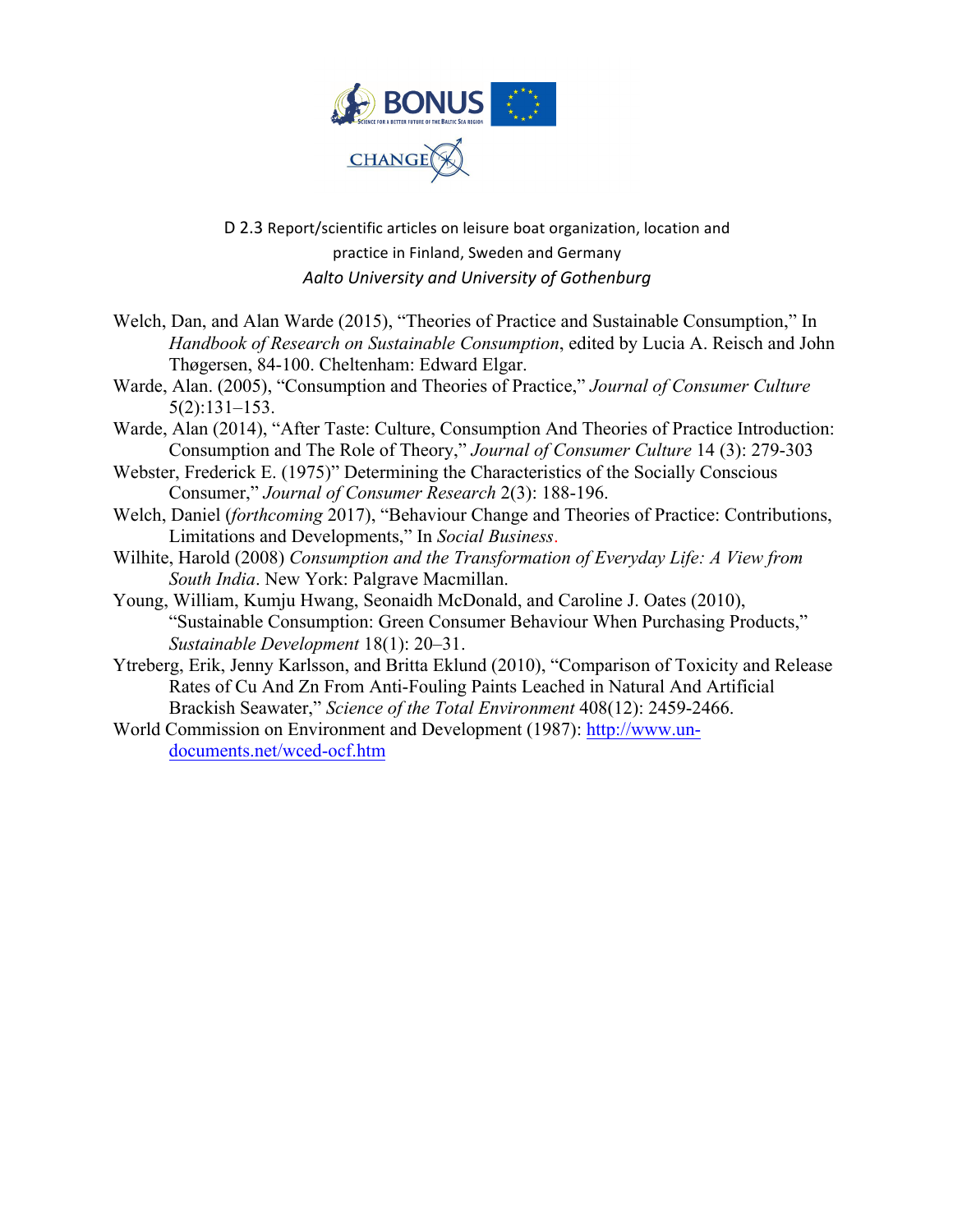D 2.3 Report/scientific articles on leisure boat organization, location and practice in Finland, Sweden and Germany
*Aalto University and University of Gothenburg*

Welch, Dan, and Alan Warde (2015), "Theories of Practice and Sustainable Consumption," In *Handbook of Research on Sustainable Consumption*, edited by Lucia A. Reisch and John Thøgersen, 84-100. Cheltenham: Edward Elgar.

Warde, Alan. (2005), "Consumption and Theories of Practice," *Journal of Consumer Culture* 5(2):131–153.

Warde, Alan (2014), "After Taste: Culture, Consumption And Theories of Practice Introduction: Consumption and The Role of Theory," *Journal of Consumer Culture* 14 (3): 279-303

Webster, Frederick E. (1975)" Determining the Characteristics of the Socially Conscious Consumer," *Journal of Consumer Research* 2(3): 188-196.

Welch, Daniel (*forthcoming* 2017), "Behaviour Change and Theories of Practice: Contributions, Limitations and Developments," In *Social Business*.

Wilhite, Harold (2008) *Consumption and the Transformation of Everyday Life: A View from South India*. New York: Palgrave Macmillan.

Young, William, Kumju Hwang, Seonaidh McDonald, and Caroline J. Oates (2010), "Sustainable Consumption: Green Consumer Behaviour When Purchasing Products," *Sustainable Development* 18(1): 20–31.

Ytreberg, Erik, Jenny Karlsson, and Britta Eklund (2010), "Comparison of Toxicity and Release Rates of Cu And Zn From Anti-Fouling Paints Leached in Natural And Artificial Brackish Seawater," *Science of the Total Environment* 408(12): 2459-2466.

World Commission on Environment and Development (1987): http://www.un-documents.net/wced-ocf.htm